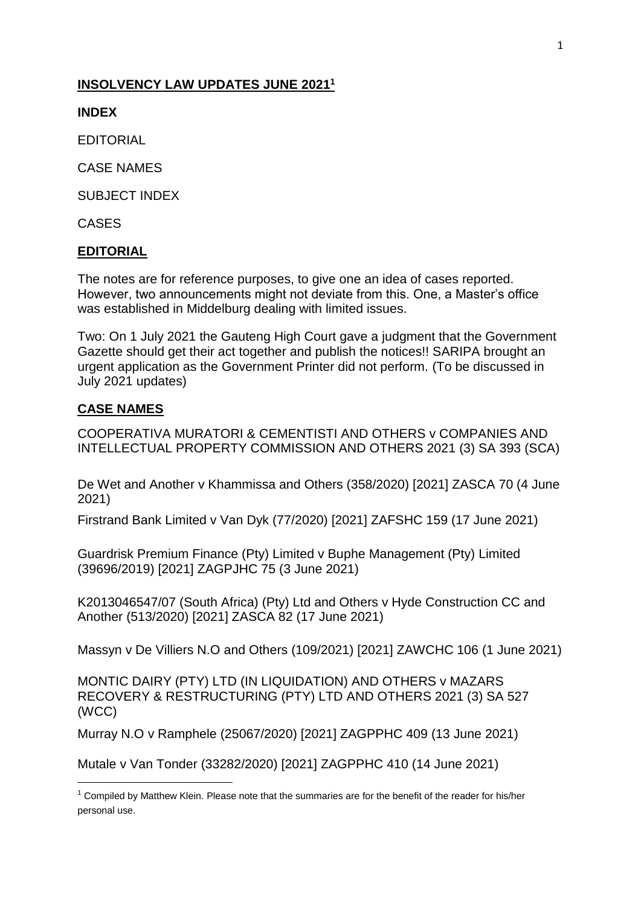# INSOLVENCY LAW UPDATES JUNE 2021[1]

**INDEX**

EDITORIAL

CASE NAMES

SUBJECT INDEX

CASES

## EDITORIAL

The notes are for reference purposes, to give one an idea of cases reported. However, two announcements might not deviate from this. One, a Master's office was established in Middelburg dealing with limited issues.

Two: On 1 July 2021 the Gauteng High Court gave a judgment that the Government Gazette should get their act together and publish the notices!! SARIPA brought an urgent application as the Government Printer did not perform. (To be discussed in July 2021 updates)

## CASE NAMES

COOPERATIVA MURATORI & CEMENTISTI AND OTHERS v COMPANIES AND INTELLECTUAL PROPERTY COMMISSION AND OTHERS 2021 (3) SA 393 (SCA)

De Wet and Another v Khammissa and Others (358/2020) [2021] ZASCA 70 (4 June 2021)

Firstrand Bank Limited v Van Dyk (77/2020) [2021] ZAFSHC 159 (17 June 2021)

Guardrisk Premium Finance (Pty) Limited v Buphe Management (Pty) Limited (39696/2019) [2021] ZAGPJHC 75 (3 June 2021)

K2013046547/07 (South Africa) (Pty) Ltd and Others v Hyde Construction CC and Another (513/2020) [2021] ZASCA 82 (17 June 2021)

Massyn v De Villiers N.O and Others (109/2021) [2021] ZAWCHC 106 (1 June 2021)

MONTIC DAIRY (PTY) LTD (IN LIQUIDATION) AND OTHERS v MAZARS RECOVERY & RESTRUCTURING (PTY) LTD AND OTHERS 2021 (3) SA 527 (WCC)

Murray N.O v Ramphele (25067/2020) [2021] ZAGPPHC 409 (13 June 2021)

Mutale v Van Tonder (33282/2020) [2021] ZAGPPHC 410 (14 June 2021)

[1] Compiled by Matthew Klein. Please note that the summaries are for the benefit of the reader for his/her personal use.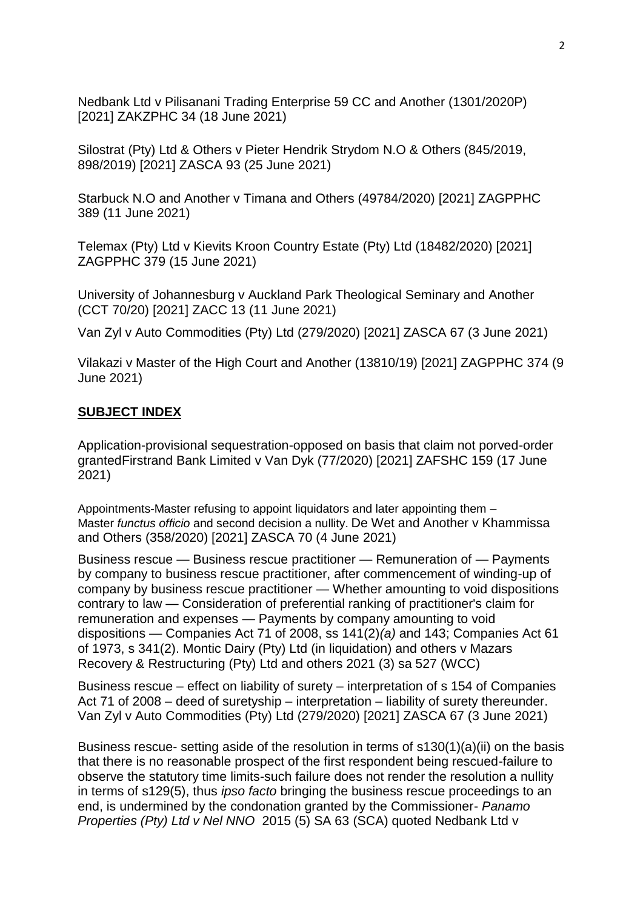Nedbank Ltd v Pilisanani Trading Enterprise 59 CC and Another (1301/2020P) [2021] ZAKZPHC 34 (18 June 2021)

Silostrat (Pty) Ltd & Others v Pieter Hendrik Strydom N.O & Others (845/2019, 898/2019) [2021] ZASCA 93 (25 June 2021)

Starbuck N.O and Another v Timana and Others (49784/2020) [2021] ZAGPPHC 389 (11 June 2021)

Telemax (Pty) Ltd v Kievits Kroon Country Estate (Pty) Ltd (18482/2020) [2021] ZAGPPHC 379 (15 June 2021)

University of Johannesburg v Auckland Park Theological Seminary and Another (CCT 70/20) [2021] ZACC 13 (11 June 2021)

Van Zyl v Auto Commodities (Pty) Ltd (279/2020) [2021] ZASCA 67 (3 June 2021)

Vilakazi v Master of the High Court and Another (13810/19) [2021] ZAGPPHC 374 (9 June 2021)

## SUBJECT INDEX

Application-provisional sequestration-opposed on basis that claim not porved-order grantedFirstrand Bank Limited v Van Dyk (77/2020) [2021] ZAFSHC 159 (17 June 2021)

Appointments-Master refusing to appoint liquidators and later appointing them – Master *functus officio* and second decision a nullity. De Wet and Another v Khammissa and Others (358/2020) [2021] ZASCA 70 (4 June 2021)

Business rescue — Business rescue practitioner — Remuneration of — Payments by company to business rescue practitioner, after commencement of winding-up of company by business rescue practitioner — Whether amounting to void dispositions contrary to law — Consideration of preferential ranking of practitioner's claim for remuneration and expenses — Payments by company amounting to void dispositions — Companies Act 71 of 2008, ss 141(2)*(a)* and 143; Companies Act 61 of 1973, s 341(2). Montic Dairy (Pty) Ltd (in liquidation) and others v Mazars Recovery & Restructuring (Pty) Ltd and others 2021 (3) sa 527 (WCC)

Business rescue – effect on liability of surety – interpretation of s 154 of Companies Act 71 of 2008 – deed of suretyship – interpretation – liability of surety thereunder. Van Zyl v Auto Commodities (Pty) Ltd (279/2020) [2021] ZASCA 67 (3 June 2021)

Business rescue- setting aside of the resolution in terms of s130(1)(a)(ii) on the basis that there is no reasonable prospect of the first respondent being rescued-failure to observe the statutory time limits-such failure does not render the resolution a nullity in terms of s129(5), thus *ipso facto* bringing the business rescue proceedings to an end, is undermined by the condonation granted by the Commissioner- *Panamo Properties (Pty) Ltd v Nel NNO* 2015 (5) SA 63 (SCA) quoted Nedbank Ltd v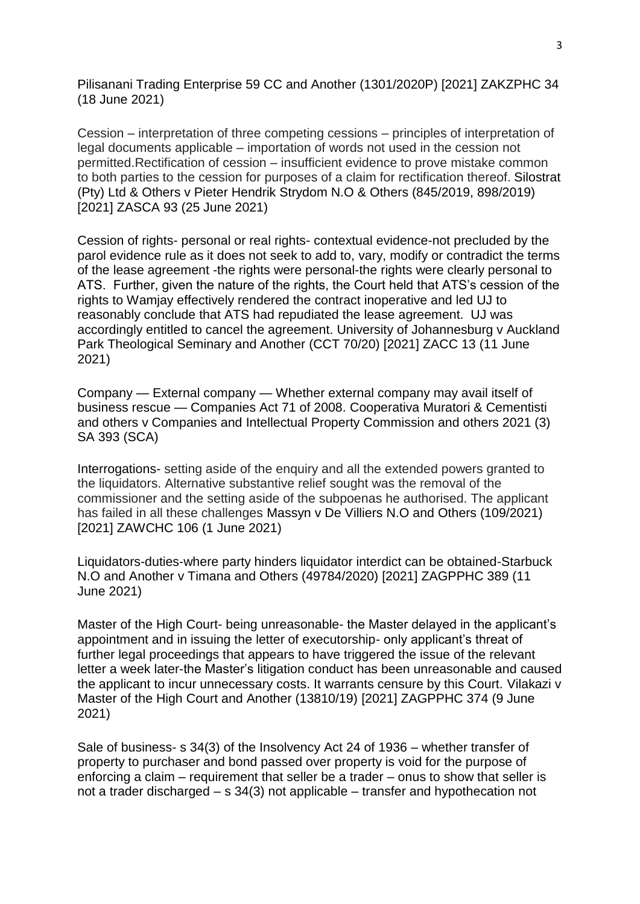Pilisanani Trading Enterprise 59 CC and Another (1301/2020P) [2021] ZAKZPHC 34 (18 June 2021)

Cession – interpretation of three competing cessions – principles of interpretation of legal documents applicable – importation of words not used in the cession not permitted.Rectification of cession – insufficient evidence to prove mistake common to both parties to the cession for purposes of a claim for rectification thereof. Silostrat (Pty) Ltd & Others v Pieter Hendrik Strydom N.O & Others (845/2019, 898/2019) [2021] ZASCA 93 (25 June 2021)

Cession of rights- personal or real rights- contextual evidence-not precluded by the parol evidence rule as it does not seek to add to, vary, modify or contradict the terms of the lease agreement -the rights were personal-the rights were clearly personal to ATS. Further, given the nature of the rights, the Court held that ATS's cession of the rights to Wamjay effectively rendered the contract inoperative and led UJ to reasonably conclude that ATS had repudiated the lease agreement. UJ was accordingly entitled to cancel the agreement. University of Johannesburg v Auckland Park Theological Seminary and Another (CCT 70/20) [2021] ZACC 13 (11 June 2021)

Company — External company — Whether external company may avail itself of business rescue — Companies Act 71 of 2008. Cooperativa Muratori & Cementisti and others v Companies and Intellectual Property Commission and others 2021 (3) SA 393 (SCA)

Interrogations- setting aside of the enquiry and all the extended powers granted to the liquidators. Alternative substantive relief sought was the removal of the commissioner and the setting aside of the subpoenas he authorised. The applicant has failed in all these challenges Massyn v De Villiers N.O and Others (109/2021) [2021] ZAWCHC 106 (1 June 2021)

Liquidators-duties-where party hinders liquidator interdict can be obtained-Starbuck N.O and Another v Timana and Others (49784/2020) [2021] ZAGPPHC 389 (11 June 2021)

Master of the High Court- being unreasonable- the Master delayed in the applicant's appointment and in issuing the letter of executorship- only applicant's threat of further legal proceedings that appears to have triggered the issue of the relevant letter a week later-the Master's litigation conduct has been unreasonable and caused the applicant to incur unnecessary costs. It warrants censure by this Court. Vilakazi v Master of the High Court and Another (13810/19) [2021] ZAGPPHC 374 (9 June 2021)

Sale of business- s 34(3) of the Insolvency Act 24 of 1936 – whether transfer of property to purchaser and bond passed over property is void for the purpose of enforcing a claim – requirement that seller be a trader – onus to show that seller is not a trader discharged – s 34(3) not applicable – transfer and hypothecation not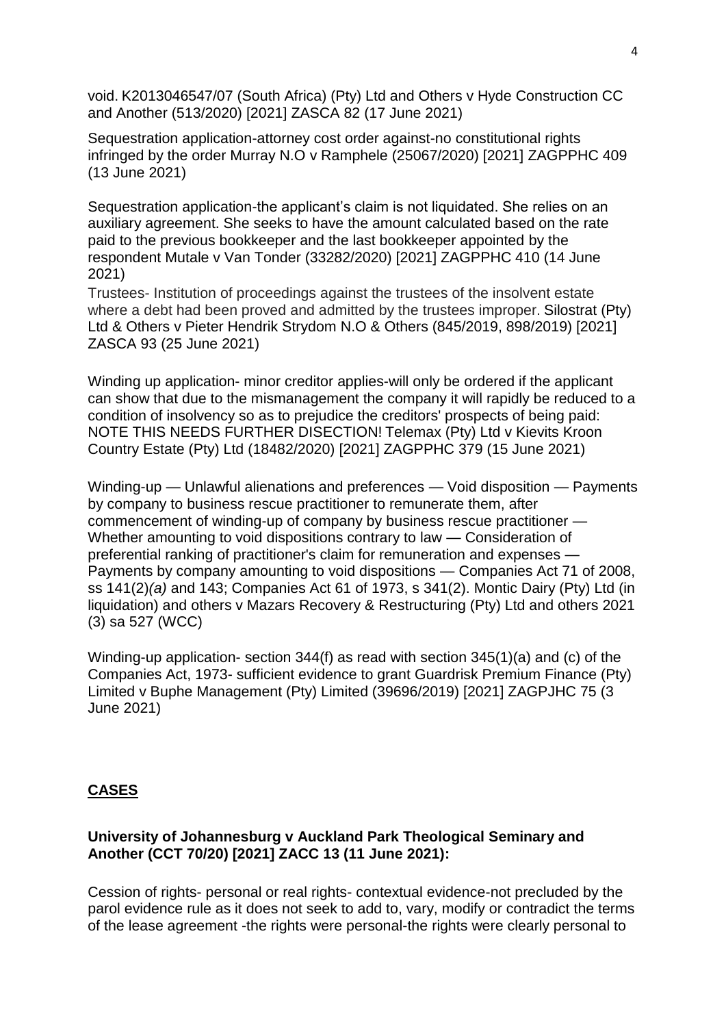void. K2013046547/07 (South Africa) (Pty) Ltd and Others v Hyde Construction CC and Another (513/2020) [2021] ZASCA 82 (17 June 2021)

Sequestration application-attorney cost order against-no constitutional rights infringed by the order Murray N.O v Ramphele (25067/2020) [2021] ZAGPPHC 409 (13 June 2021)

Sequestration application-the applicant's claim is not liquidated. She relies on an auxiliary agreement. She seeks to have the amount calculated based on the rate paid to the previous bookkeeper and the last bookkeeper appointed by the respondent Mutale v Van Tonder (33282/2020) [2021] ZAGPPHC 410 (14 June 2021)

Trustees- Institution of proceedings against the trustees of the insolvent estate where a debt had been proved and admitted by the trustees improper. Silostrat (Pty) Ltd & Others v Pieter Hendrik Strydom N.O & Others (845/2019, 898/2019) [2021] ZASCA 93 (25 June 2021)

Winding up application- minor creditor applies-will only be ordered if the applicant can show that due to the mismanagement the company it will rapidly be reduced to a condition of insolvency so as to prejudice the creditors' prospects of being paid: NOTE THIS NEEDS FURTHER DISECTION! Telemax (Pty) Ltd v Kievits Kroon Country Estate (Pty) Ltd (18482/2020) [2021] ZAGPPHC 379 (15 June 2021)

Winding-up — Unlawful alienations and preferences — Void disposition — Payments by company to business rescue practitioner to remunerate them, after commencement of winding-up of company by business rescue practitioner — Whether amounting to void dispositions contrary to law — Consideration of preferential ranking of practitioner's claim for remuneration and expenses — Payments by company amounting to void dispositions — Companies Act 71 of 2008, ss 141(2)*(a)* and 143; Companies Act 61 of 1973, s 341(2). Montic Dairy (Pty) Ltd (in liquidation) and others v Mazars Recovery & Restructuring (Pty) Ltd and others 2021 (3) sa 527 (WCC)

Winding-up application- section 344(f) as read with section 345(1)(a) and (c) of the Companies Act, 1973- sufficient evidence to grant Guardrisk Premium Finance (Pty) Limited v Buphe Management (Pty) Limited (39696/2019) [2021] ZAGPJHC 75 (3 June 2021)

## CASES

**University of Johannesburg v Auckland Park Theological Seminary and Another (CCT 70/20) [2021] ZACC 13 (11 June 2021):**

Cession of rights- personal or real rights- contextual evidence-not precluded by the parol evidence rule as it does not seek to add to, vary, modify or contradict the terms of the lease agreement -the rights were personal-the rights were clearly personal to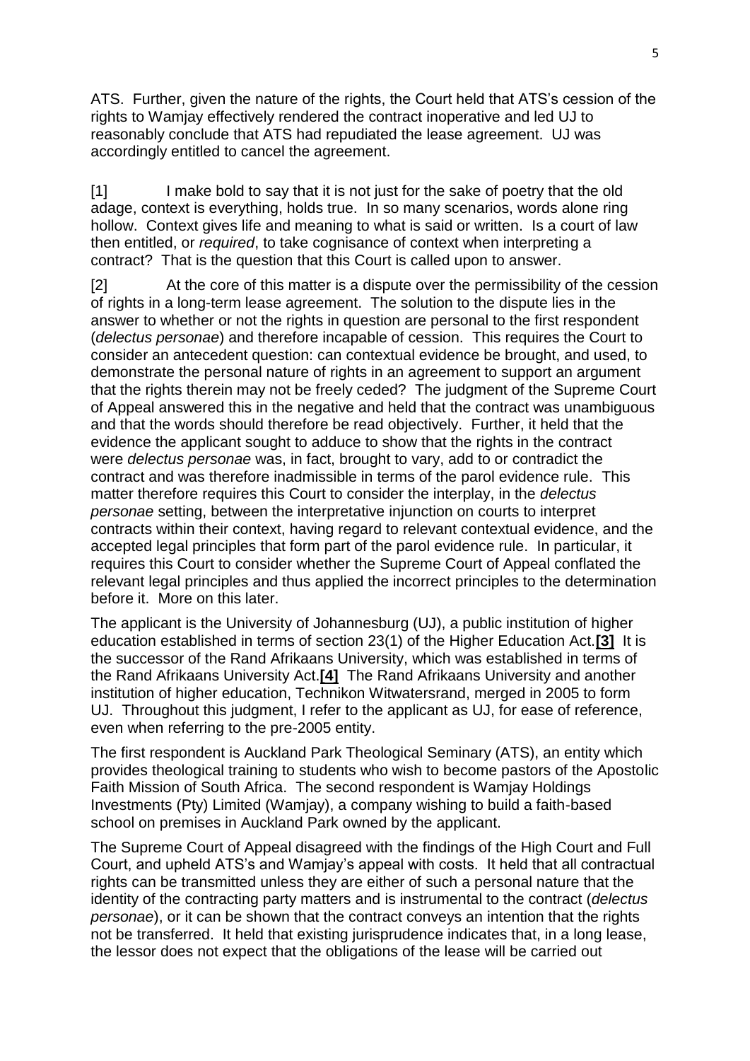ATS. Further, given the nature of the rights, the Court held that ATS's cession of the rights to Wamjay effectively rendered the contract inoperative and led UJ to reasonably conclude that ATS had repudiated the lease agreement. UJ was accordingly entitled to cancel the agreement.

[1] I make bold to say that it is not just for the sake of poetry that the old adage, context is everything, holds true. In so many scenarios, words alone ring hollow. Context gives life and meaning to what is said or written. Is a court of law then entitled, or *required*, to take cognisance of context when interpreting a contract? That is the question that this Court is called upon to answer.

[2] At the core of this matter is a dispute over the permissibility of the cession of rights in a long-term lease agreement. The solution to the dispute lies in the answer to whether or not the rights in question are personal to the first respondent (*delectus personae*) and therefore incapable of cession. This requires the Court to consider an antecedent question: can contextual evidence be brought, and used, to demonstrate the personal nature of rights in an agreement to support an argument that the rights therein may not be freely ceded? The judgment of the Supreme Court of Appeal answered this in the negative and held that the contract was unambiguous and that the words should therefore be read objectively. Further, it held that the evidence the applicant sought to adduce to show that the rights in the contract were *delectus personae* was, in fact, brought to vary, add to or contradict the contract and was therefore inadmissible in terms of the parol evidence rule. This matter therefore requires this Court to consider the interplay, in the *delectus personae* setting, between the interpretative injunction on courts to interpret contracts within their context, having regard to relevant contextual evidence, and the accepted legal principles that form part of the parol evidence rule. In particular, it requires this Court to consider whether the Supreme Court of Appeal conflated the relevant legal principles and thus applied the incorrect principles to the determination before it. More on this later.

The applicant is the University of Johannesburg (UJ), a public institution of higher education established in terms of section 23(1) of the Higher Education Act.**[3]** It is the successor of the Rand Afrikaans University, which was established in terms of the Rand Afrikaans University Act.**[4]** The Rand Afrikaans University and another institution of higher education, Technikon Witwatersrand, merged in 2005 to form UJ. Throughout this judgment, I refer to the applicant as UJ, for ease of reference, even when referring to the pre-2005 entity.

The first respondent is Auckland Park Theological Seminary (ATS), an entity which provides theological training to students who wish to become pastors of the Apostolic Faith Mission of South Africa. The second respondent is Wamjay Holdings Investments (Pty) Limited (Wamjay), a company wishing to build a faith-based school on premises in Auckland Park owned by the applicant.

The Supreme Court of Appeal disagreed with the findings of the High Court and Full Court, and upheld ATS's and Wamjay's appeal with costs. It held that all contractual rights can be transmitted unless they are either of such a personal nature that the identity of the contracting party matters and is instrumental to the contract (*delectus personae*), or it can be shown that the contract conveys an intention that the rights not be transferred. It held that existing jurisprudence indicates that, in a long lease, the lessor does not expect that the obligations of the lease will be carried out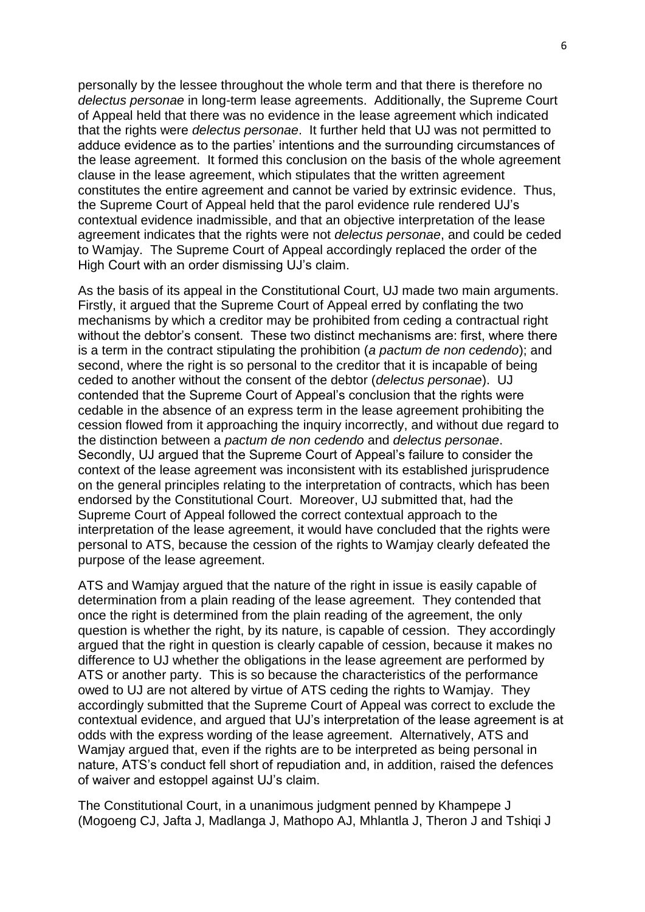personally by the lessee throughout the whole term and that there is therefore no *delectus personae* in long-term lease agreements. Additionally, the Supreme Court of Appeal held that there was no evidence in the lease agreement which indicated that the rights were *delectus personae*. It further held that UJ was not permitted to adduce evidence as to the parties' intentions and the surrounding circumstances of the lease agreement. It formed this conclusion on the basis of the whole agreement clause in the lease agreement, which stipulates that the written agreement constitutes the entire agreement and cannot be varied by extrinsic evidence. Thus, the Supreme Court of Appeal held that the parol evidence rule rendered UJ's contextual evidence inadmissible, and that an objective interpretation of the lease agreement indicates that the rights were not *delectus personae*, and could be ceded to Wamjay. The Supreme Court of Appeal accordingly replaced the order of the High Court with an order dismissing UJ's claim.

As the basis of its appeal in the Constitutional Court, UJ made two main arguments. Firstly, it argued that the Supreme Court of Appeal erred by conflating the two mechanisms by which a creditor may be prohibited from ceding a contractual right without the debtor's consent. These two distinct mechanisms are: first, where there is a term in the contract stipulating the prohibition (*a pactum de non cedendo*); and second, where the right is so personal to the creditor that it is incapable of being ceded to another without the consent of the debtor (*delectus personae*). UJ contended that the Supreme Court of Appeal's conclusion that the rights were cedable in the absence of an express term in the lease agreement prohibiting the cession flowed from it approaching the inquiry incorrectly, and without due regard to the distinction between a *pactum de non cedendo* and *delectus personae*. Secondly, UJ argued that the Supreme Court of Appeal's failure to consider the context of the lease agreement was inconsistent with its established jurisprudence on the general principles relating to the interpretation of contracts, which has been endorsed by the Constitutional Court. Moreover, UJ submitted that, had the Supreme Court of Appeal followed the correct contextual approach to the interpretation of the lease agreement, it would have concluded that the rights were personal to ATS, because the cession of the rights to Wamjay clearly defeated the purpose of the lease agreement.

ATS and Wamjay argued that the nature of the right in issue is easily capable of determination from a plain reading of the lease agreement. They contended that once the right is determined from the plain reading of the agreement, the only question is whether the right, by its nature, is capable of cession. They accordingly argued that the right in question is clearly capable of cession, because it makes no difference to UJ whether the obligations in the lease agreement are performed by ATS or another party. This is so because the characteristics of the performance owed to UJ are not altered by virtue of ATS ceding the rights to Wamjay. They accordingly submitted that the Supreme Court of Appeal was correct to exclude the contextual evidence, and argued that UJ's interpretation of the lease agreement is at odds with the express wording of the lease agreement. Alternatively, ATS and Wamjay argued that, even if the rights are to be interpreted as being personal in nature, ATS's conduct fell short of repudiation and, in addition, raised the defences of waiver and estoppel against UJ's claim.

The Constitutional Court, in a unanimous judgment penned by Khampepe J (Mogoeng CJ, Jafta J, Madlanga J, Mathopo AJ, Mhlantla J, Theron J and Tshiqi J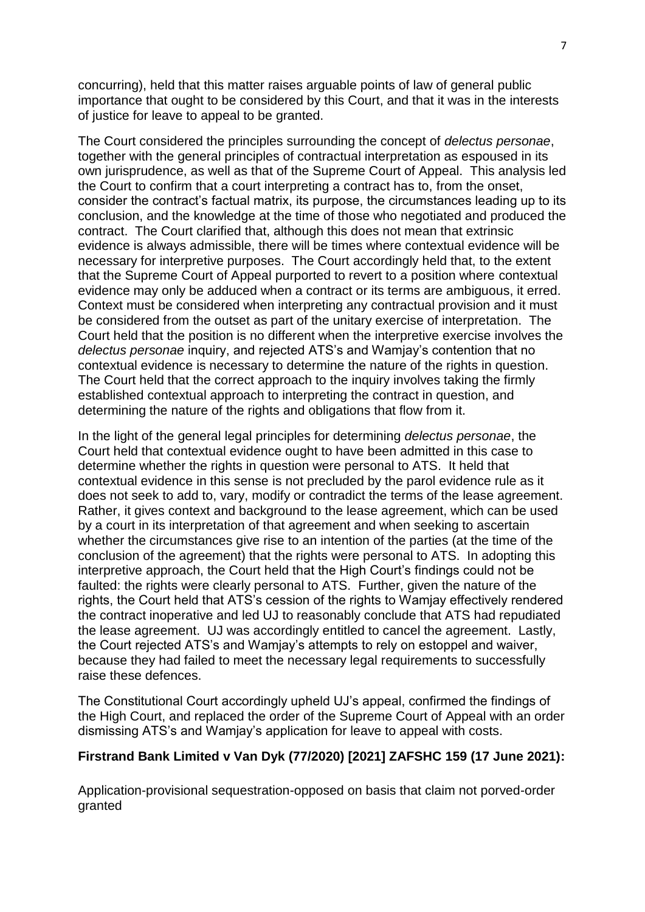concurring), held that this matter raises arguable points of law of general public importance that ought to be considered by this Court, and that it was in the interests of justice for leave to appeal to be granted.

The Court considered the principles surrounding the concept of *delectus personae*, together with the general principles of contractual interpretation as espoused in its own jurisprudence, as well as that of the Supreme Court of Appeal. This analysis led the Court to confirm that a court interpreting a contract has to, from the onset, consider the contract's factual matrix, its purpose, the circumstances leading up to its conclusion, and the knowledge at the time of those who negotiated and produced the contract. The Court clarified that, although this does not mean that extrinsic evidence is always admissible, there will be times where contextual evidence will be necessary for interpretive purposes. The Court accordingly held that, to the extent that the Supreme Court of Appeal purported to revert to a position where contextual evidence may only be adduced when a contract or its terms are ambiguous, it erred. Context must be considered when interpreting any contractual provision and it must be considered from the outset as part of the unitary exercise of interpretation. The Court held that the position is no different when the interpretive exercise involves the *delectus personae* inquiry, and rejected ATS's and Wamjay's contention that no contextual evidence is necessary to determine the nature of the rights in question. The Court held that the correct approach to the inquiry involves taking the firmly established contextual approach to interpreting the contract in question, and determining the nature of the rights and obligations that flow from it.

In the light of the general legal principles for determining *delectus personae*, the Court held that contextual evidence ought to have been admitted in this case to determine whether the rights in question were personal to ATS. It held that contextual evidence in this sense is not precluded by the parol evidence rule as it does not seek to add to, vary, modify or contradict the terms of the lease agreement. Rather, it gives context and background to the lease agreement, which can be used by a court in its interpretation of that agreement and when seeking to ascertain whether the circumstances give rise to an intention of the parties (at the time of the conclusion of the agreement) that the rights were personal to ATS. In adopting this interpretive approach, the Court held that the High Court's findings could not be faulted: the rights were clearly personal to ATS. Further, given the nature of the rights, the Court held that ATS's cession of the rights to Wamjay effectively rendered the contract inoperative and led UJ to reasonably conclude that ATS had repudiated the lease agreement. UJ was accordingly entitled to cancel the agreement. Lastly, the Court rejected ATS's and Wamjay's attempts to rely on estoppel and waiver, because they had failed to meet the necessary legal requirements to successfully raise these defences.

The Constitutional Court accordingly upheld UJ's appeal, confirmed the findings of the High Court, and replaced the order of the Supreme Court of Appeal with an order dismissing ATS's and Wamjay's application for leave to appeal with costs.

**Firstrand Bank Limited v Van Dyk (77/2020) [2021] ZAFSHC 159 (17 June 2021):**

Application-provisional sequestration-opposed on basis that claim not porved-order granted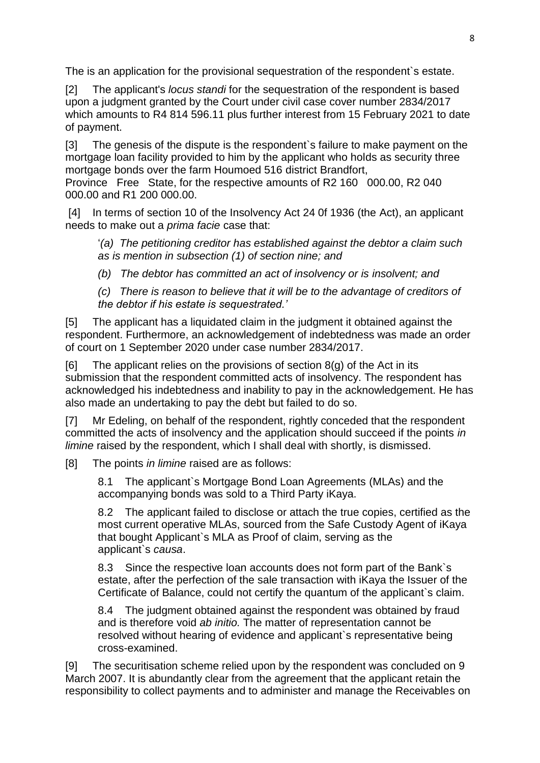The is an application for the provisional sequestration of the respondent`s estate.

[2] The applicant's *locus standi* for the sequestration of the respondent is based upon a judgment granted by the Court under civil case cover number 2834/2017 which amounts to R4 814 596.11 plus further interest from 15 February 2021 to date of payment.

[3] The genesis of the dispute is the respondent`s failure to make payment on the mortgage loan facility provided to him by the applicant who holds as security three mortgage bonds over the farm Houmoed 516 district Brandfort, Province Free State, for the respective amounts of R2 160 000.00, R2 040 000.00 and R1 200 000.00.

[4] In terms of section 10 of the Insolvency Act 24 0f 1936 (the Act), an applicant needs to make out a *prima facie* case that:

> '*(a) The petitioning creditor has established against the debtor a claim such as is mention in subsection (1) of section nine; and*
>
> *(b) The debtor has committed an act of insolvency or is insolvent; and*
>
> *(c) There is reason to believe that it will be to the advantage of creditors of the debtor if his estate is sequestrated.'*

[5] The applicant has a liquidated claim in the judgment it obtained against the respondent. Furthermore, an acknowledgement of indebtedness was made an order of court on 1 September 2020 under case number 2834/2017.

[6] The applicant relies on the provisions of section 8(g) of the Act in its submission that the respondent committed acts of insolvency. The respondent has acknowledged his indebtedness and inability to pay in the acknowledgement. He has also made an undertaking to pay the debt but failed to do so.

[7] Mr Edeling, on behalf of the respondent, rightly conceded that the respondent committed the acts of insolvency and the application should succeed if the points *in limine* raised by the respondent, which I shall deal with shortly, is dismissed.

[8] The points *in limine* raised are as follows:

> 8.1 The applicant`s Mortgage Bond Loan Agreements (MLAs) and the accompanying bonds was sold to a Third Party iKaya.
>
> 8.2 The applicant failed to disclose or attach the true copies, certified as the most current operative MLAs, sourced from the Safe Custody Agent of iKaya that bought Applicant`s MLA as Proof of claim, serving as the applicant`s *causa*.
>
> 8.3 Since the respective loan accounts does not form part of the Bank`s estate, after the perfection of the sale transaction with iKaya the Issuer of the Certificate of Balance, could not certify the quantum of the applicant`s claim.
>
> 8.4 The judgment obtained against the respondent was obtained by fraud and is therefore void *ab initio.* The matter of representation cannot be resolved without hearing of evidence and applicant`s representative being cross-examined.

[9] The securitisation scheme relied upon by the respondent was concluded on 9 March 2007. It is abundantly clear from the agreement that the applicant retain the responsibility to collect payments and to administer and manage the Receivables on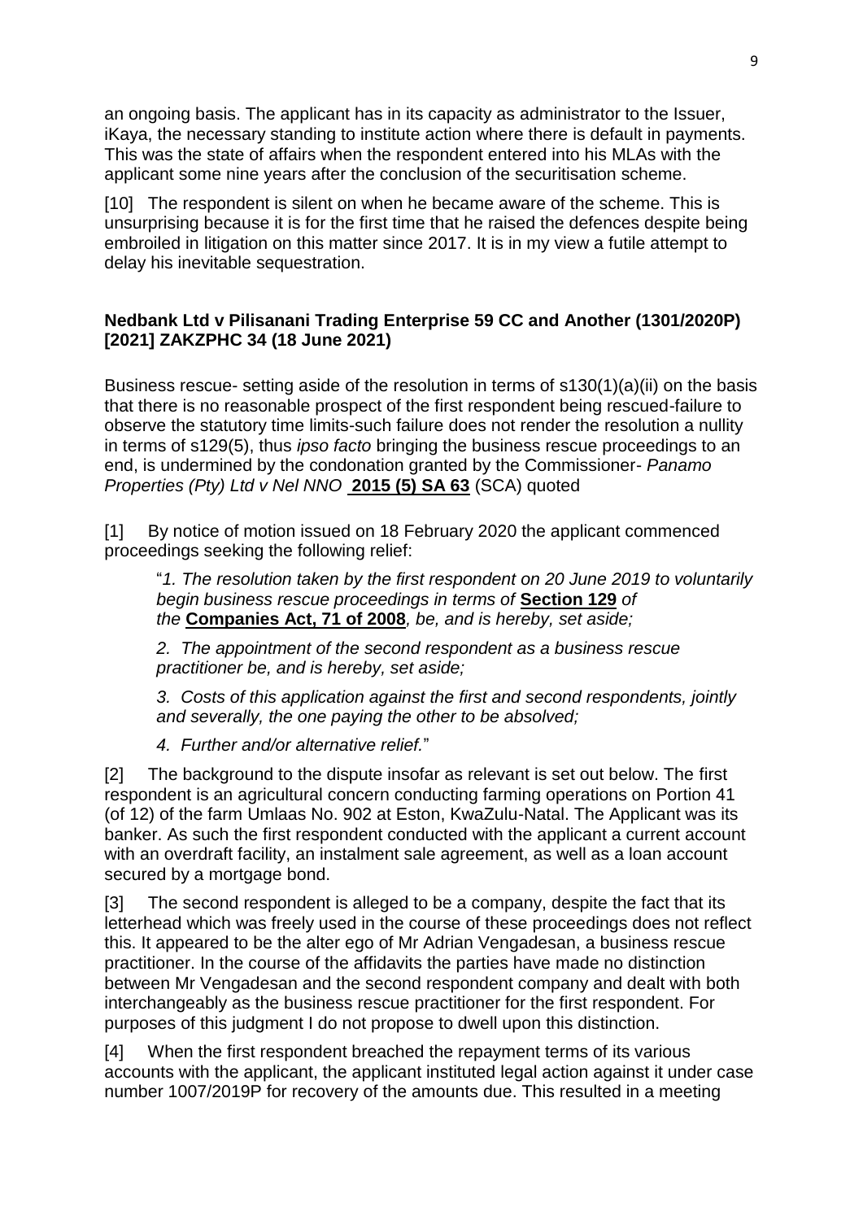an ongoing basis. The applicant has in its capacity as administrator to the Issuer, iKaya, the necessary standing to institute action where there is default in payments. This was the state of affairs when the respondent entered into his MLAs with the applicant some nine years after the conclusion of the securitisation scheme.

[10] The respondent is silent on when he became aware of the scheme. This is unsurprising because it is for the first time that he raised the defences despite being embroiled in litigation on this matter since 2017. It is in my view a futile attempt to delay his inevitable sequestration.

**Nedbank Ltd v Pilisanani Trading Enterprise 59 CC and Another (1301/2020P) [2021] ZAKZPHC 34 (18 June 2021)**

Business rescue- setting aside of the resolution in terms of s130(1)(a)(ii) on the basis that there is no reasonable prospect of the first respondent being rescued-failure to observe the statutory time limits-such failure does not render the resolution a nullity in terms of s129(5), thus *ipso facto* bringing the business rescue proceedings to an end, is undermined by the condonation granted by the Commissioner- *Panamo Properties (Pty) Ltd v Nel NNO* **2015 (5) SA 63** (SCA) quoted

[1] By notice of motion issued on 18 February 2020 the applicant commenced proceedings seeking the following relief:

> "*1. The resolution taken by the first respondent on 20 June 2019 to voluntarily begin business rescue proceedings in terms of* **Section 129** *of the* **Companies Act, 71 of 2008***, be, and is hereby, set aside;*
>
> *2. The appointment of the second respondent as a business rescue practitioner be, and is hereby, set aside;*
>
> *3. Costs of this application against the first and second respondents, jointly and severally, the one paying the other to be absolved;*
>
> *4. Further and/or alternative relief.*"

[2] The background to the dispute insofar as relevant is set out below. The first respondent is an agricultural concern conducting farming operations on Portion 41 (of 12) of the farm Umlaas No. 902 at Eston, KwaZulu-Natal. The Applicant was its banker. As such the first respondent conducted with the applicant a current account with an overdraft facility, an instalment sale agreement, as well as a loan account secured by a mortgage bond.

[3] The second respondent is alleged to be a company, despite the fact that its letterhead which was freely used in the course of these proceedings does not reflect this. It appeared to be the alter ego of Mr Adrian Vengadesan, a business rescue practitioner. In the course of the affidavits the parties have made no distinction between Mr Vengadesan and the second respondent company and dealt with both interchangeably as the business rescue practitioner for the first respondent. For purposes of this judgment I do not propose to dwell upon this distinction.

[4] When the first respondent breached the repayment terms of its various accounts with the applicant, the applicant instituted legal action against it under case number 1007/2019P for recovery of the amounts due. This resulted in a meeting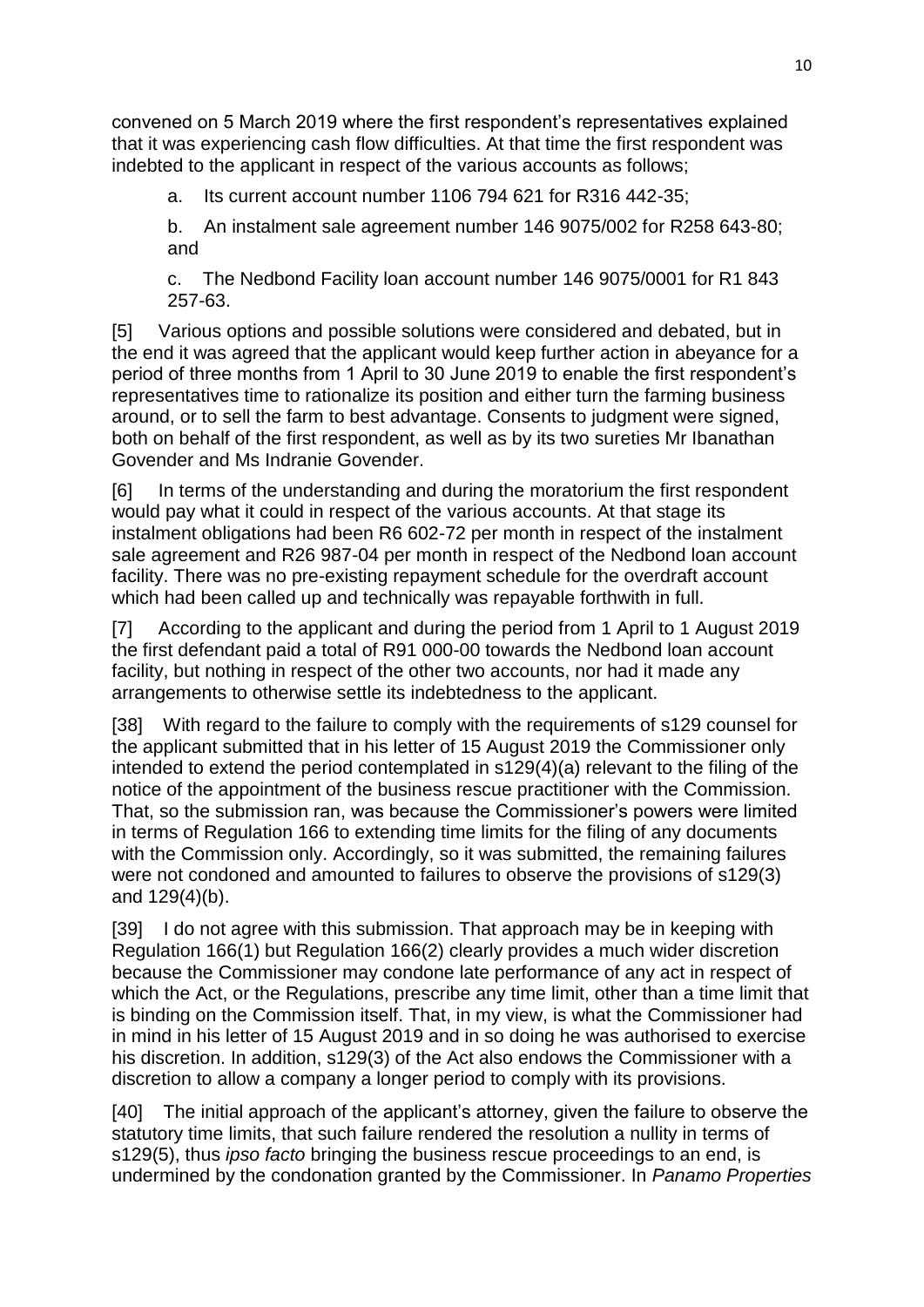convened on 5 March 2019 where the first respondent's representatives explained that it was experiencing cash flow difficulties. At that time the first respondent was indebted to the applicant in respect of the various accounts as follows;

a. Its current account number 1106 794 621 for R316 442-35;

b. An instalment sale agreement number 146 9075/002 for R258 643-80; and

c. The Nedbond Facility loan account number 146 9075/0001 for R1 843 257-63.

[5] Various options and possible solutions were considered and debated, but in the end it was agreed that the applicant would keep further action in abeyance for a period of three months from 1 April to 30 June 2019 to enable the first respondent's representatives time to rationalize its position and either turn the farming business around, or to sell the farm to best advantage. Consents to judgment were signed, both on behalf of the first respondent, as well as by its two sureties Mr Ibanathan Govender and Ms Indranie Govender.

[6] In terms of the understanding and during the moratorium the first respondent would pay what it could in respect of the various accounts. At that stage its instalment obligations had been R6 602-72 per month in respect of the instalment sale agreement and R26 987-04 per month in respect of the Nedbond loan account facility. There was no pre-existing repayment schedule for the overdraft account which had been called up and technically was repayable forthwith in full.

[7] According to the applicant and during the period from 1 April to 1 August 2019 the first defendant paid a total of R91 000-00 towards the Nedbond loan account facility, but nothing in respect of the other two accounts, nor had it made any arrangements to otherwise settle its indebtedness to the applicant.

[38] With regard to the failure to comply with the requirements of s129 counsel for the applicant submitted that in his letter of 15 August 2019 the Commissioner only intended to extend the period contemplated in s129(4)(a) relevant to the filing of the notice of the appointment of the business rescue practitioner with the Commission. That, so the submission ran, was because the Commissioner's powers were limited in terms of Regulation 166 to extending time limits for the filing of any documents with the Commission only. Accordingly, so it was submitted, the remaining failures were not condoned and amounted to failures to observe the provisions of s129(3) and 129(4)(b).

[39] I do not agree with this submission. That approach may be in keeping with Regulation 166(1) but Regulation 166(2) clearly provides a much wider discretion because the Commissioner may condone late performance of any act in respect of which the Act, or the Regulations, prescribe any time limit, other than a time limit that is binding on the Commission itself. That, in my view, is what the Commissioner had in mind in his letter of 15 August 2019 and in so doing he was authorised to exercise his discretion. In addition, s129(3) of the Act also endows the Commissioner with a discretion to allow a company a longer period to comply with its provisions.

[40] The initial approach of the applicant's attorney, given the failure to observe the statutory time limits, that such failure rendered the resolution a nullity in terms of s129(5), thus *ipso facto* bringing the business rescue proceedings to an end, is undermined by the condonation granted by the Commissioner. In *Panamo Properties*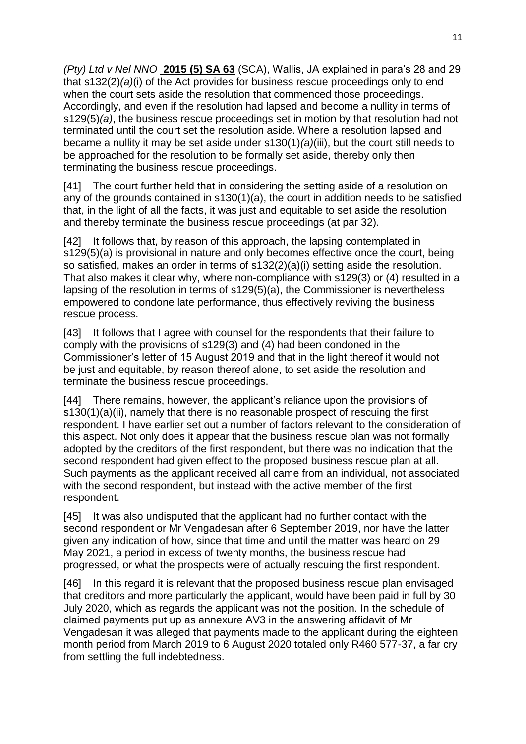*(Pty) Ltd v Nel NNO* **2015 (5) SA 63** (SCA), Wallis, JA explained in para's 28 and 29 that s132(2)*(a)*(i) of the Act provides for business rescue proceedings only to end when the court sets aside the resolution that commenced those proceedings. Accordingly, and even if the resolution had lapsed and become a nullity in terms of s129(5)*(a)*, the business rescue proceedings set in motion by that resolution had not terminated until the court set the resolution aside. Where a resolution lapsed and became a nullity it may be set aside under s130(1)*(a)*(iii), but the court still needs to be approached for the resolution to be formally set aside, thereby only then terminating the business rescue proceedings.

[41] The court further held that in considering the setting aside of a resolution on any of the grounds contained in s130(1)(a), the court in addition needs to be satisfied that, in the light of all the facts, it was just and equitable to set aside the resolution and thereby terminate the business rescue proceedings (at par 32).

[42] It follows that, by reason of this approach, the lapsing contemplated in s129(5)(a) is provisional in nature and only becomes effective once the court, being so satisfied, makes an order in terms of s132(2)(a)(i) setting aside the resolution. That also makes it clear why, where non-compliance with s129(3) or (4) resulted in a lapsing of the resolution in terms of s129(5)(a), the Commissioner is nevertheless empowered to condone late performance, thus effectively reviving the business rescue process.

[43] It follows that I agree with counsel for the respondents that their failure to comply with the provisions of s129(3) and (4) had been condoned in the Commissioner's letter of 15 August 2019 and that in the light thereof it would not be just and equitable, by reason thereof alone, to set aside the resolution and terminate the business rescue proceedings.

[44] There remains, however, the applicant's reliance upon the provisions of s130(1)(a)(ii), namely that there is no reasonable prospect of rescuing the first respondent. I have earlier set out a number of factors relevant to the consideration of this aspect. Not only does it appear that the business rescue plan was not formally adopted by the creditors of the first respondent, but there was no indication that the second respondent had given effect to the proposed business rescue plan at all. Such payments as the applicant received all came from an individual, not associated with the second respondent, but instead with the active member of the first respondent.

[45] It was also undisputed that the applicant had no further contact with the second respondent or Mr Vengadesan after 6 September 2019, nor have the latter given any indication of how, since that time and until the matter was heard on 29 May 2021, a period in excess of twenty months, the business rescue had progressed, or what the prospects were of actually rescuing the first respondent.

[46] In this regard it is relevant that the proposed business rescue plan envisaged that creditors and more particularly the applicant, would have been paid in full by 30 July 2020, which as regards the applicant was not the position. In the schedule of claimed payments put up as annexure AV3 in the answering affidavit of Mr Vengadesan it was alleged that payments made to the applicant during the eighteen month period from March 2019 to 6 August 2020 totaled only R460 577-37, a far cry from settling the full indebtedness.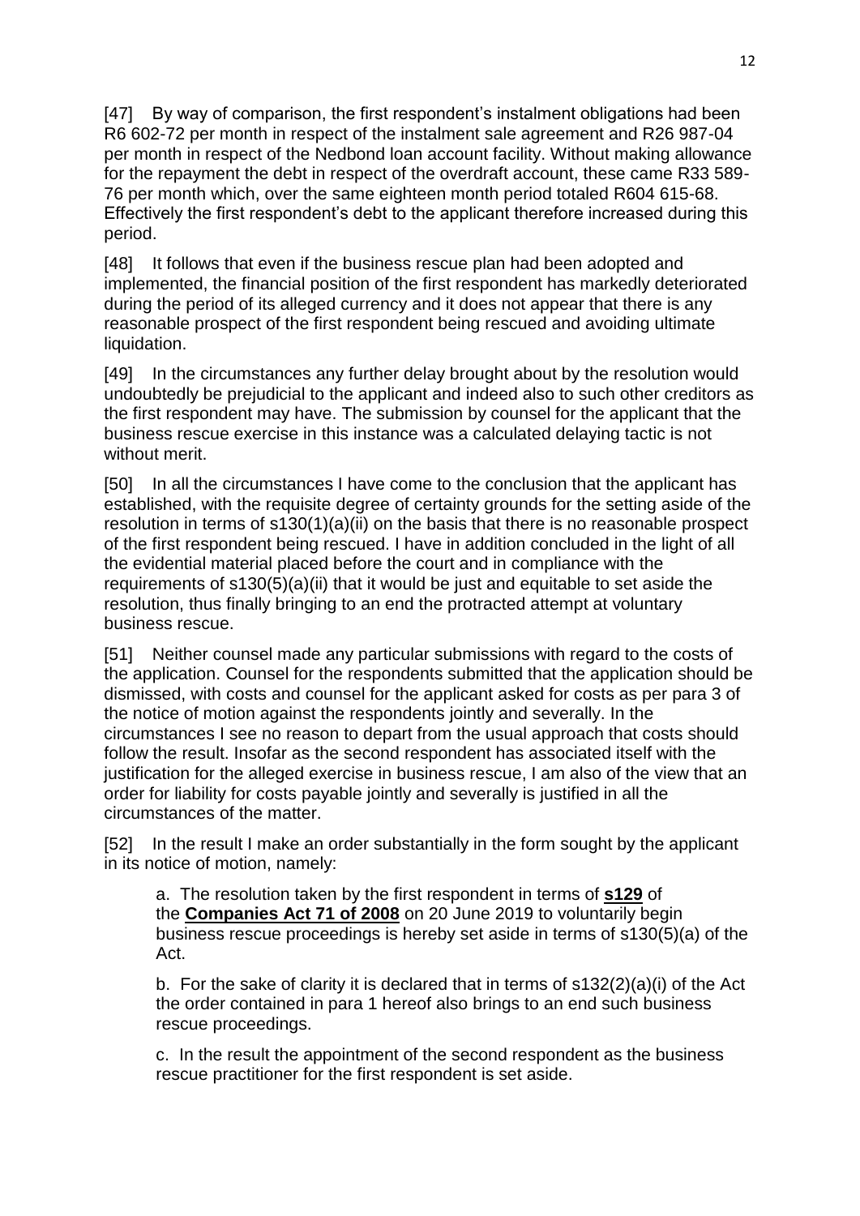[47] By way of comparison, the first respondent's instalment obligations had been R6 602-72 per month in respect of the instalment sale agreement and R26 987-04 per month in respect of the Nedbond loan account facility. Without making allowance for the repayment the debt in respect of the overdraft account, these came R33 589-76 per month which, over the same eighteen month period totaled R604 615-68. Effectively the first respondent's debt to the applicant therefore increased during this period.

[48] It follows that even if the business rescue plan had been adopted and implemented, the financial position of the first respondent has markedly deteriorated during the period of its alleged currency and it does not appear that there is any reasonable prospect of the first respondent being rescued and avoiding ultimate liquidation.

[49] In the circumstances any further delay brought about by the resolution would undoubtedly be prejudicial to the applicant and indeed also to such other creditors as the first respondent may have. The submission by counsel for the applicant that the business rescue exercise in this instance was a calculated delaying tactic is not without merit.

[50] In all the circumstances I have come to the conclusion that the applicant has established, with the requisite degree of certainty grounds for the setting aside of the resolution in terms of s130(1)(a)(ii) on the basis that there is no reasonable prospect of the first respondent being rescued. I have in addition concluded in the light of all the evidential material placed before the court and in compliance with the requirements of s130(5)(a)(ii) that it would be just and equitable to set aside the resolution, thus finally bringing to an end the protracted attempt at voluntary business rescue.

[51] Neither counsel made any particular submissions with regard to the costs of the application. Counsel for the respondents submitted that the application should be dismissed, with costs and counsel for the applicant asked for costs as per para 3 of the notice of motion against the respondents jointly and severally. In the circumstances I see no reason to depart from the usual approach that costs should follow the result. Insofar as the second respondent has associated itself with the justification for the alleged exercise in business rescue, I am also of the view that an order for liability for costs payable jointly and severally is justified in all the circumstances of the matter.

[52] In the result I make an order substantially in the form sought by the applicant in its notice of motion, namely:

> a. The resolution taken by the first respondent in terms of **s129** of the **Companies Act 71 of 2008** on 20 June 2019 to voluntarily begin business rescue proceedings is hereby set aside in terms of s130(5)(a) of the Act.
>
> b. For the sake of clarity it is declared that in terms of s132(2)(a)(i) of the Act the order contained in para 1 hereof also brings to an end such business rescue proceedings.
>
> c. In the result the appointment of the second respondent as the business rescue practitioner for the first respondent is set aside.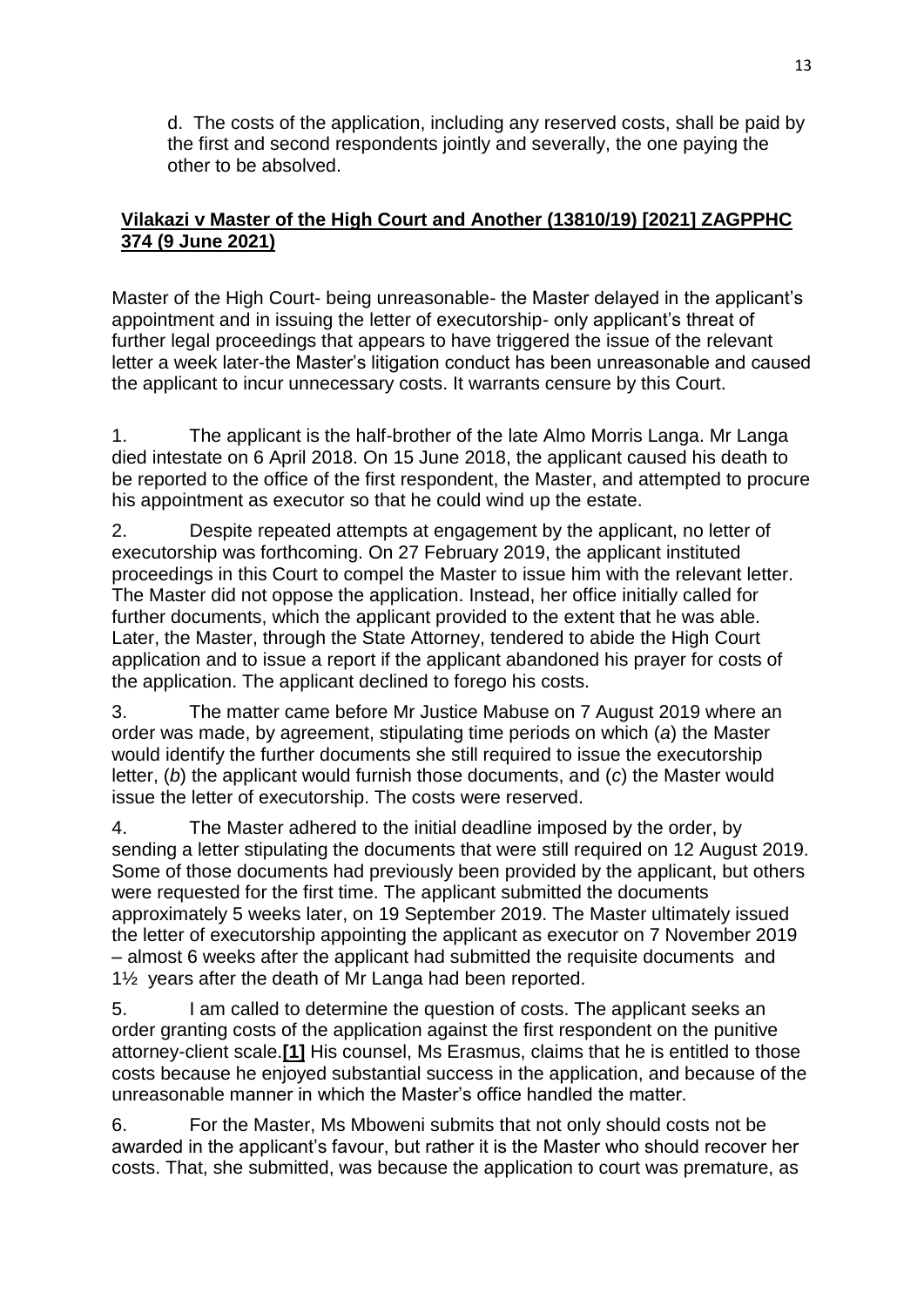d. The costs of the application, including any reserved costs, shall be paid by the first and second respondents jointly and severally, the one paying the other to be absolved.

**Vilakazi v Master of the High Court and Another (13810/19) [2021] ZAGPPHC 374 (9 June 2021)**

Master of the High Court- being unreasonable- the Master delayed in the applicant's appointment and in issuing the letter of executorship- only applicant's threat of further legal proceedings that appears to have triggered the issue of the relevant letter a week later-the Master's litigation conduct has been unreasonable and caused the applicant to incur unnecessary costs. It warrants censure by this Court.

1. The applicant is the half-brother of the late Almo Morris Langa. Mr Langa died intestate on 6 April 2018. On 15 June 2018, the applicant caused his death to be reported to the office of the first respondent, the Master, and attempted to procure his appointment as executor so that he could wind up the estate.

2. Despite repeated attempts at engagement by the applicant, no letter of executorship was forthcoming. On 27 February 2019, the applicant instituted proceedings in this Court to compel the Master to issue him with the relevant letter. The Master did not oppose the application. Instead, her office initially called for further documents, which the applicant provided to the extent that he was able. Later, the Master, through the State Attorney, tendered to abide the High Court application and to issue a report if the applicant abandoned his prayer for costs of the application. The applicant declined to forego his costs.

3. The matter came before Mr Justice Mabuse on 7 August 2019 where an order was made, by agreement, stipulating time periods on which (*a*) the Master would identify the further documents she still required to issue the executorship letter, (*b*) the applicant would furnish those documents, and (*c*) the Master would issue the letter of executorship. The costs were reserved.

4. The Master adhered to the initial deadline imposed by the order, by sending a letter stipulating the documents that were still required on 12 August 2019. Some of those documents had previously been provided by the applicant, but others were requested for the first time. The applicant submitted the documents approximately 5 weeks later, on 19 September 2019. The Master ultimately issued the letter of executorship appointing the applicant as executor on 7 November 2019 – almost 6 weeks after the applicant had submitted the requisite documents and 1½ years after the death of Mr Langa had been reported.

5. I am called to determine the question of costs. The applicant seeks an order granting costs of the application against the first respondent on the punitive attorney-client scale.[1] His counsel, Ms Erasmus, claims that he is entitled to those costs because he enjoyed substantial success in the application, and because of the unreasonable manner in which the Master's office handled the matter.

6. For the Master, Ms Mboweni submits that not only should costs not be awarded in the applicant's favour, but rather it is the Master who should recover her costs. That, she submitted, was because the application to court was premature, as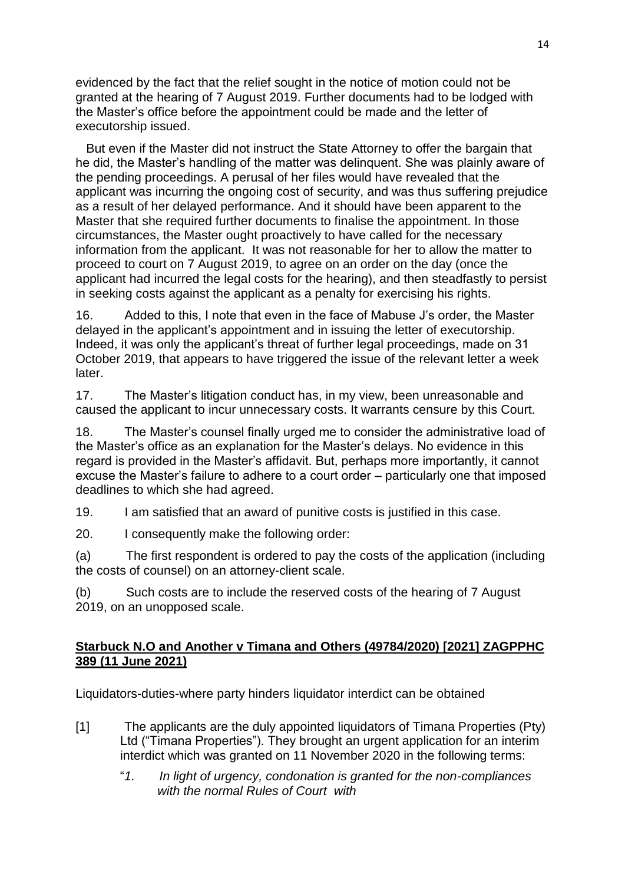evidenced by the fact that the relief sought in the notice of motion could not be granted at the hearing of 7 August 2019. Further documents had to be lodged with the Master's office before the appointment could be made and the letter of executorship issued.

But even if the Master did not instruct the State Attorney to offer the bargain that he did, the Master's handling of the matter was delinquent. She was plainly aware of the pending proceedings. A perusal of her files would have revealed that the applicant was incurring the ongoing cost of security, and was thus suffering prejudice as a result of her delayed performance. And it should have been apparent to the Master that she required further documents to finalise the appointment. In those circumstances, the Master ought proactively to have called for the necessary information from the applicant. It was not reasonable for her to allow the matter to proceed to court on 7 August 2019, to agree on an order on the day (once the applicant had incurred the legal costs for the hearing), and then steadfastly to persist in seeking costs against the applicant as a penalty for exercising his rights.

16. Added to this, I note that even in the face of Mabuse J's order, the Master delayed in the applicant's appointment and in issuing the letter of executorship. Indeed, it was only the applicant's threat of further legal proceedings, made on 31 October 2019, that appears to have triggered the issue of the relevant letter a week later.

17. The Master's litigation conduct has, in my view, been unreasonable and caused the applicant to incur unnecessary costs. It warrants censure by this Court.

18. The Master's counsel finally urged me to consider the administrative load of the Master's office as an explanation for the Master's delays. No evidence in this regard is provided in the Master's affidavit. But, perhaps more importantly, it cannot excuse the Master's failure to adhere to a court order – particularly one that imposed deadlines to which she had agreed.

19. I am satisfied that an award of punitive costs is justified in this case.

20. I consequently make the following order:

(a) The first respondent is ordered to pay the costs of the application (including the costs of counsel) on an attorney-client scale.

(b) Such costs are to include the reserved costs of the hearing of 7 August 2019, on an unopposed scale.

**<u>Starbuck N.O and Another v Timana and Others (49784/2020) [2021] ZAGPPHC 389 (11 June 2021)</u>**

Liquidators-duties-where party hinders liquidator interdict can be obtained

[1] The applicants are the duly appointed liquidators of Timana Properties (Pty) Ltd ("Timana Properties"). They brought an urgent application for an interim interdict which was granted on 11 November 2020 in the following terms:

"*1. In light of urgency, condonation is granted for the non-compliances with the normal Rules of Court with*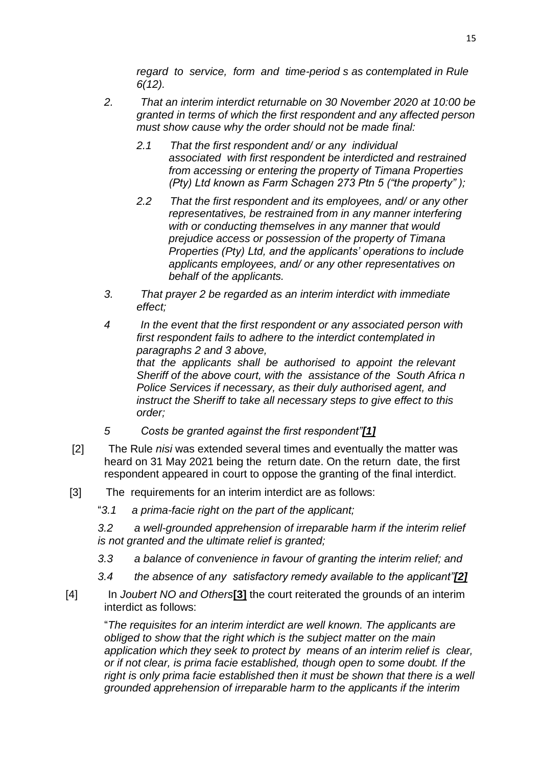*regard to service, form and time-period s as contemplated in Rule 6(12).*

*2. That an interim interdict returnable on 30 November 2020 at 10:00 be granted in terms of which the first respondent and any affected person must show cause why the order should not be made final:*

*2.1 That the first respondent and/ or any individual associated with first respondent be interdicted and restrained from accessing or entering the property of Timana Properties (Pty) Ltd known as Farm Schagen 273 Ptn 5 ("the property" );*

*2.2 That the first respondent and its employees, and/ or any other representatives, be restrained from in any manner interfering with or conducting themselves in any manner that would prejudice access or possession of the property of Timana Properties (Pty) Ltd, and the applicants' operations to include applicants employees, and/ or any other representatives on behalf of the applicants.*

*3. That prayer 2 be regarded as an interim interdict with immediate effect;*

*4 In the event that the first respondent or any associated person with first respondent fails to adhere to the interdict contemplated in paragraphs 2 and 3 above,*
*that the applicants shall be authorised to appoint the relevant Sheriff of the above court, with the assistance of the South Africa n Police Services if necessary, as their duly authorised agent, and instruct the Sheriff to take all necessary steps to give effect to this order;*

*5 Costs be granted against the first respondent"**[1]***

[2] The Rule *nisi* was extended several times and eventually the matter was heard on 31 May 2021 being the return date. On the return date, the first respondent appeared in court to oppose the granting of the final interdict.

[3] The requirements for an interim interdict are as follows:

"*3.1 a prima-facie right on the part of the applicant;*

*3.2 a well-grounded apprehension of irreparable harm if the interim relief is not granted and the ultimate relief is granted;*

*3.3 a balance of convenience in favour of granting the interim relief; and*

*3.4 the absence of any satisfactory remedy available to the applicant"**[2]***

[4] In *Joubert NO and Others***[3]** the court reiterated the grounds of an interim interdict as follows:

"*The requisites for an interim interdict are well known. The applicants are obliged to show that the right which is the subject matter on the main application which they seek to protect by means of an interim relief is clear, or if not clear, is prima facie established, though open to some doubt. If the right is only prima facie established then it must be shown that there is a well grounded apprehension of irreparable harm to the applicants if the interim*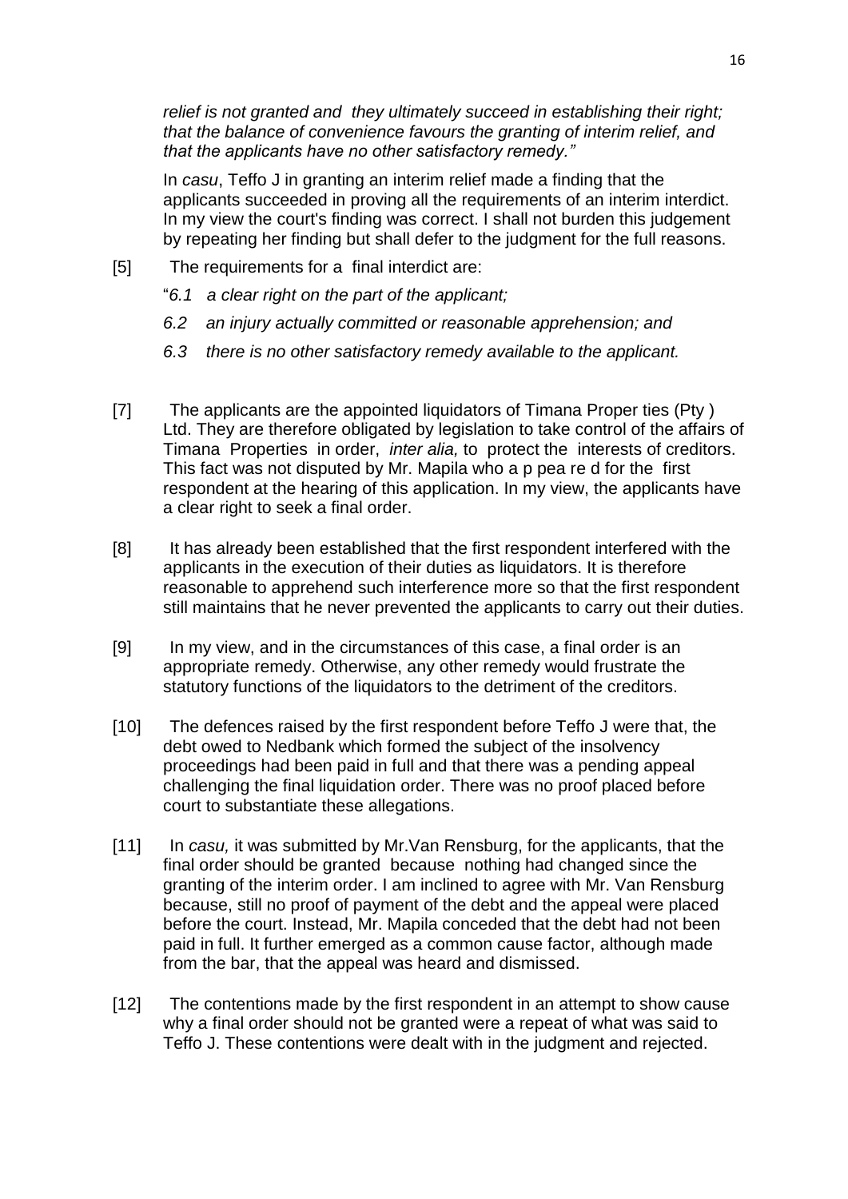*relief is not granted and they ultimately succeed in establishing their right; that the balance of convenience favours the granting of interim relief, and that the applicants have no other satisfactory remedy."*

In *casu*, Teffo J in granting an interim relief made a finding that the applicants succeeded in proving all the requirements of an interim interdict. In my view the court's finding was correct. I shall not burden this judgement by repeating her finding but shall defer to the judgment for the full reasons.

[5] The requirements for a final interdict are:

"*6.1 a clear right on the part of the applicant;*

*6.2 an injury actually committed or reasonable apprehension; and*

*6.3 there is no other satisfactory remedy available to the applicant.*

[7] The applicants are the appointed liquidators of Timana Proper ties (Pty ) Ltd. They are therefore obligated by legislation to take control of the affairs of Timana Properties in order, *inter alia,* to protect the interests of creditors. This fact was not disputed by Mr. Mapila who a p pea re d for the first respondent at the hearing of this application. In my view, the applicants have a clear right to seek a final order.

[8] It has already been established that the first respondent interfered with the applicants in the execution of their duties as liquidators. It is therefore reasonable to apprehend such interference more so that the first respondent still maintains that he never prevented the applicants to carry out their duties.

[9] In my view, and in the circumstances of this case, a final order is an appropriate remedy. Otherwise, any other remedy would frustrate the statutory functions of the liquidators to the detriment of the creditors.

[10] The defences raised by the first respondent before Teffo J were that, the debt owed to Nedbank which formed the subject of the insolvency proceedings had been paid in full and that there was a pending appeal challenging the final liquidation order. There was no proof placed before court to substantiate these allegations.

[11] In *casu,* it was submitted by Mr.Van Rensburg, for the applicants, that the final order should be granted because nothing had changed since the granting of the interim order. I am inclined to agree with Mr. Van Rensburg because, still no proof of payment of the debt and the appeal were placed before the court. Instead, Mr. Mapila conceded that the debt had not been paid in full. It further emerged as a common cause factor, although made from the bar, that the appeal was heard and dismissed.

[12] The contentions made by the first respondent in an attempt to show cause why a final order should not be granted were a repeat of what was said to Teffo J. These contentions were dealt with in the judgment and rejected.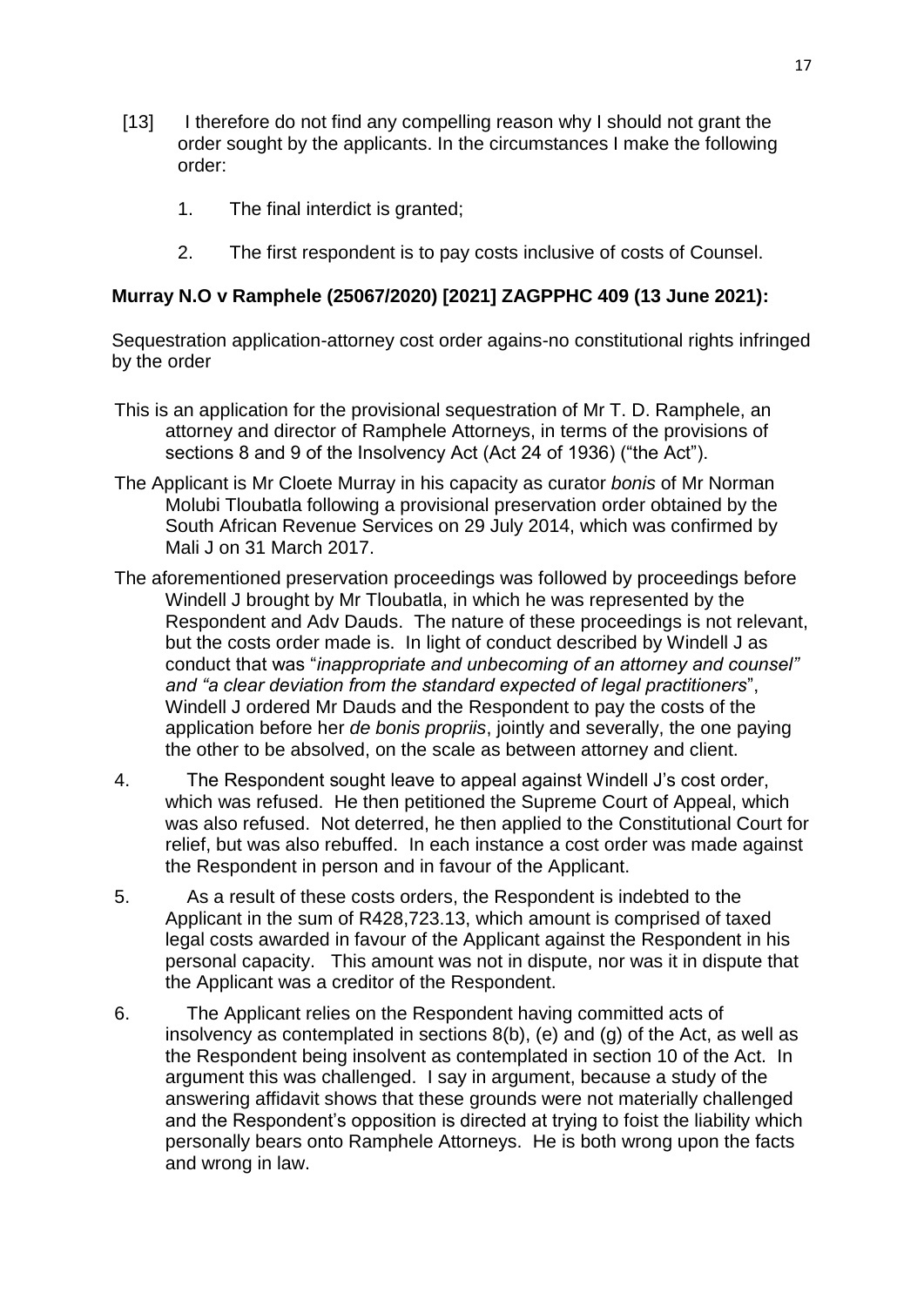[13] I therefore do not find any compelling reason why I should not grant the order sought by the applicants. In the circumstances I make the following order:

1. The final interdict is granted;

2. The first respondent is to pay costs inclusive of costs of Counsel.

**Murray N.O v Ramphele (25067/2020) [2021] ZAGPPHC 409 (13 June 2021):**

Sequestration application-attorney cost order agains-no constitutional rights infringed by the order

This is an application for the provisional sequestration of Mr T. D. Ramphele, an attorney and director of Ramphele Attorneys, in terms of the provisions of sections 8 and 9 of the Insolvency Act (Act 24 of 1936) ("the Act").

The Applicant is Mr Cloete Murray in his capacity as curator *bonis* of Mr Norman Molubi Tloubatla following a provisional preservation order obtained by the South African Revenue Services on 29 July 2014, which was confirmed by Mali J on 31 March 2017.

The aforementioned preservation proceedings was followed by proceedings before Windell J brought by Mr Tloubatla, in which he was represented by the Respondent and Adv Dauds. The nature of these proceedings is not relevant, but the costs order made is. In light of conduct described by Windell J as conduct that was "*inappropriate and unbecoming of an attorney and counsel" and "a clear deviation from the standard expected of legal practitioners*", Windell J ordered Mr Dauds and the Respondent to pay the costs of the application before her *de bonis propriis*, jointly and severally, the one paying the other to be absolved, on the scale as between attorney and client.

4. The Respondent sought leave to appeal against Windell J's cost order, which was refused. He then petitioned the Supreme Court of Appeal, which was also refused. Not deterred, he then applied to the Constitutional Court for relief, but was also rebuffed. In each instance a cost order was made against the Respondent in person and in favour of the Applicant.

5. As a result of these costs orders, the Respondent is indebted to the Applicant in the sum of R428,723.13, which amount is comprised of taxed legal costs awarded in favour of the Applicant against the Respondent in his personal capacity. This amount was not in dispute, nor was it in dispute that the Applicant was a creditor of the Respondent.

6. The Applicant relies on the Respondent having committed acts of insolvency as contemplated in sections 8(b), (e) and (g) of the Act, as well as the Respondent being insolvent as contemplated in section 10 of the Act. In argument this was challenged. I say in argument, because a study of the answering affidavit shows that these grounds were not materially challenged and the Respondent's opposition is directed at trying to foist the liability which personally bears onto Ramphele Attorneys. He is both wrong upon the facts and wrong in law.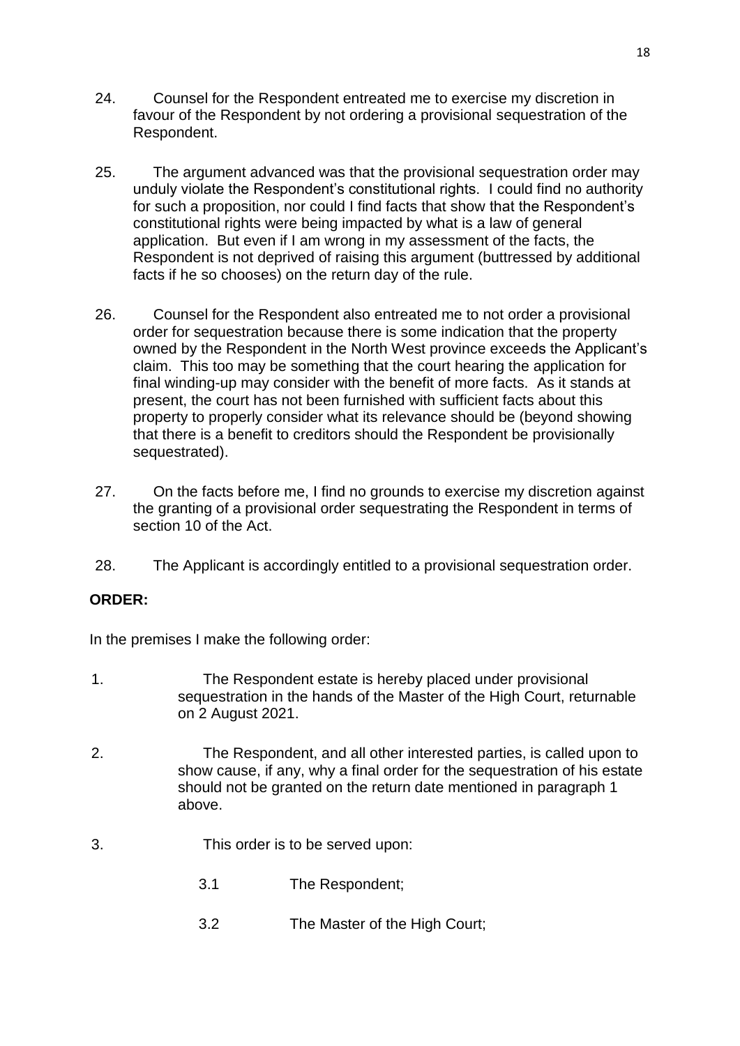24. Counsel for the Respondent entreated me to exercise my discretion in favour of the Respondent by not ordering a provisional sequestration of the Respondent.

25. The argument advanced was that the provisional sequestration order may unduly violate the Respondent's constitutional rights. I could find no authority for such a proposition, nor could I find facts that show that the Respondent's constitutional rights were being impacted by what is a law of general application. But even if I am wrong in my assessment of the facts, the Respondent is not deprived of raising this argument (buttressed by additional facts if he so chooses) on the return day of the rule.

26. Counsel for the Respondent also entreated me to not order a provisional order for sequestration because there is some indication that the property owned by the Respondent in the North West province exceeds the Applicant's claim. This too may be something that the court hearing the application for final winding-up may consider with the benefit of more facts. As it stands at present, the court has not been furnished with sufficient facts about this property to properly consider what its relevance should be (beyond showing that there is a benefit to creditors should the Respondent be provisionally sequestrated).

27. On the facts before me, I find no grounds to exercise my discretion against the granting of a provisional order sequestrating the Respondent in terms of section 10 of the Act.

28. The Applicant is accordingly entitled to a provisional sequestration order.

**ORDER:**

In the premises I make the following order:

1. The Respondent estate is hereby placed under provisional sequestration in the hands of the Master of the High Court, returnable on 2 August 2021.

2. The Respondent, and all other interested parties, is called upon to show cause, if any, why a final order for the sequestration of his estate should not be granted on the return date mentioned in paragraph 1 above.

3. This order is to be served upon:

   3.1 The Respondent;

   3.2 The Master of the High Court;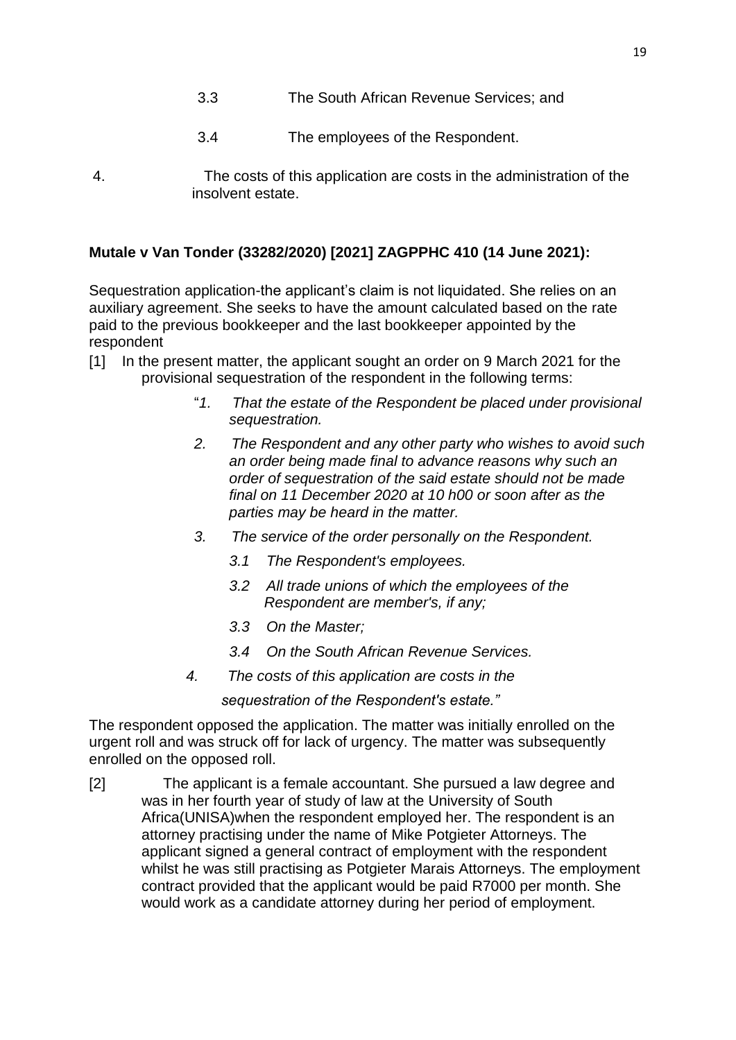3.3 The South African Revenue Services; and

3.4 The employees of the Respondent.

4. The costs of this application are costs in the administration of the insolvent estate.

**Mutale v Van Tonder (33282/2020) [2021] ZAGPPHC 410 (14 June 2021):**

Sequestration application-the applicant's claim is not liquidated. She relies on an auxiliary agreement. She seeks to have the amount calculated based on the rate paid to the previous bookkeeper and the last bookkeeper appointed by the respondent

[1] In the present matter, the applicant sought an order on 9 March 2021 for the provisional sequestration of the respondent in the following terms:

> "*1. That the estate of the Respondent be placed under provisional sequestration.*
>
> *2. The Respondent and any other party who wishes to avoid such an order being made final to advance reasons why such an order of sequestration of the said estate should not be made final on 11 December 2020 at 10 h00 or soon after as the parties may be heard in the matter.*
>
> *3. The service of the order personally on the Respondent.*
>
> *3.1 The Respondent's employees.*
>
> *3.2 All trade unions of which the employees of the Respondent are member's, if any;*
>
> *3.3 On the Master;*
>
> *3.4 On the South African Revenue Services.*
>
> *4. The costs of this application are costs in the sequestration of the Respondent's estate."*

The respondent opposed the application. The matter was initially enrolled on the urgent roll and was struck off for lack of urgency. The matter was subsequently enrolled on the opposed roll.

[2] The applicant is a female accountant. She pursued a law degree and was in her fourth year of study of law at the University of South Africa(UNISA)when the respondent employed her. The respondent is an attorney practising under the name of Mike Potgieter Attorneys. The applicant signed a general contract of employment with the respondent whilst he was still practising as Potgieter Marais Attorneys. The employment contract provided that the applicant would be paid R7000 per month. She would work as a candidate attorney during her period of employment.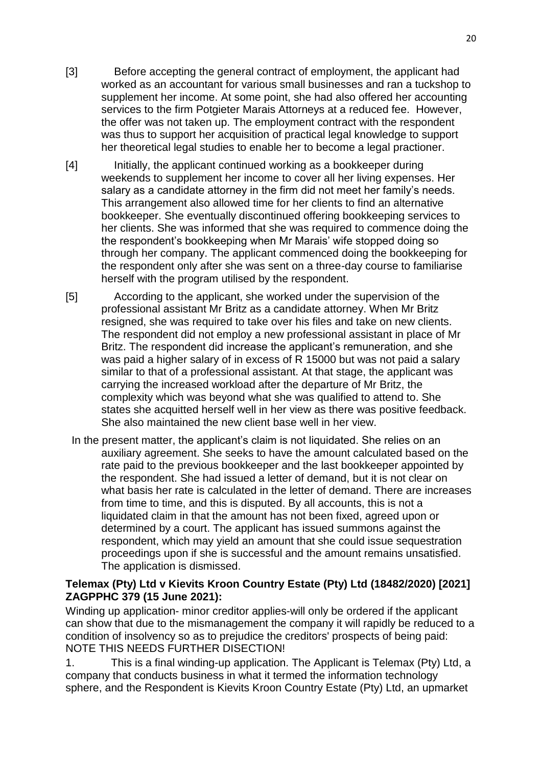[3] Before accepting the general contract of employment, the applicant had worked as an accountant for various small businesses and ran a tuckshop to supplement her income. At some point, she had also offered her accounting services to the firm Potgieter Marais Attorneys at a reduced fee. However, the offer was not taken up. The employment contract with the respondent was thus to support her acquisition of practical legal knowledge to support her theoretical legal studies to enable her to become a legal practioner.

[4] Initially, the applicant continued working as a bookkeeper during weekends to supplement her income to cover all her living expenses. Her salary as a candidate attorney in the firm did not meet her family's needs. This arrangement also allowed time for her clients to find an alternative bookkeeper. She eventually discontinued offering bookkeeping services to her clients. She was informed that she was required to commence doing the the respondent's bookkeeping when Mr Marais' wife stopped doing so through her company. The applicant commenced doing the bookkeeping for the respondent only after she was sent on a three-day course to familiarise herself with the program utilised by the respondent.

[5] According to the applicant, she worked under the supervision of the professional assistant Mr Britz as a candidate attorney. When Mr Britz resigned, she was required to take over his files and take on new clients. The respondent did not employ a new professional assistant in place of Mr Britz. The respondent did increase the applicant's remuneration, and she was paid a higher salary of in excess of R 15000 but was not paid a salary similar to that of a professional assistant. At that stage, the applicant was carrying the increased workload after the departure of Mr Britz, the complexity which was beyond what she was qualified to attend to. She states she acquitted herself well in her view as there was positive feedback. She also maintained the new client base well in her view.

In the present matter, the applicant's claim is not liquidated. She relies on an auxiliary agreement. She seeks to have the amount calculated based on the rate paid to the previous bookkeeper and the last bookkeeper appointed by the respondent. She had issued a letter of demand, but it is not clear on what basis her rate is calculated in the letter of demand. There are increases from time to time, and this is disputed. By all accounts, this is not a liquidated claim in that the amount has not been fixed, agreed upon or determined by a court. The applicant has issued summons against the respondent, which may yield an amount that she could issue sequestration proceedings upon if she is successful and the amount remains unsatisfied. The application is dismissed.

**Telemax (Pty) Ltd v Kievits Kroon Country Estate (Pty) Ltd (18482/2020) [2021] ZAGPPHC 379 (15 June 2021):**

Winding up application- minor creditor applies-will only be ordered if the applicant can show that due to the mismanagement the company it will rapidly be reduced to a condition of insolvency so as to prejudice the creditors' prospects of being paid: NOTE THIS NEEDS FURTHER DISECTION!

1. This is a final winding-up application. The Applicant is Telemax (Pty) Ltd, a company that conducts business in what it termed the information technology sphere, and the Respondent is Kievits Kroon Country Estate (Pty) Ltd, an upmarket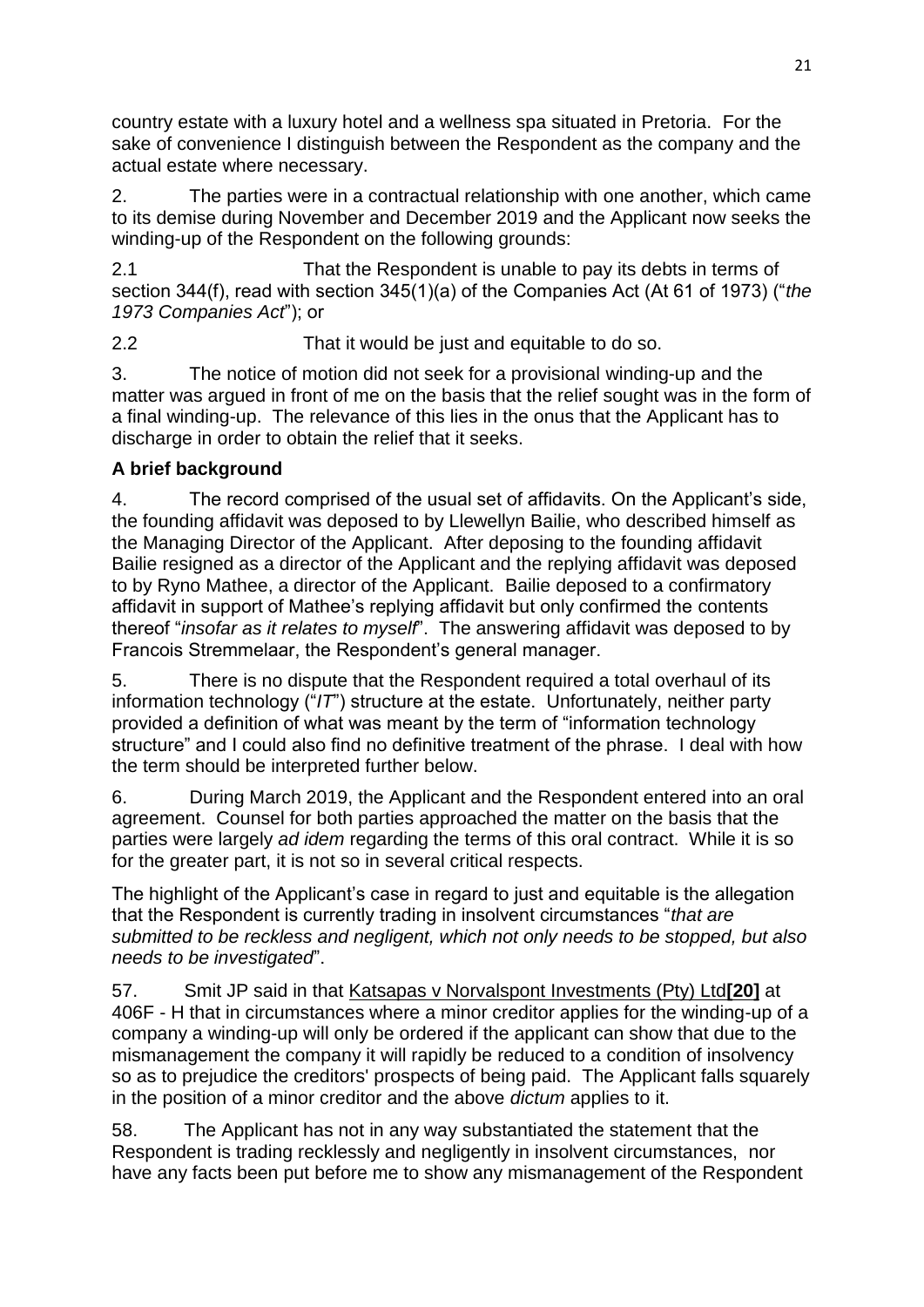country estate with a luxury hotel and a wellness spa situated in Pretoria. For the sake of convenience I distinguish between the Respondent as the company and the actual estate where necessary.

2. The parties were in a contractual relationship with one another, which came to its demise during November and December 2019 and the Applicant now seeks the winding-up of the Respondent on the following grounds:

2.1 That the Respondent is unable to pay its debts in terms of section 344(f), read with section 345(1)(a) of the Companies Act (At 61 of 1973) ("*the 1973 Companies Act*"); or

2.2 That it would be just and equitable to do so.

3. The notice of motion did not seek for a provisional winding-up and the matter was argued in front of me on the basis that the relief sought was in the form of a final winding-up. The relevance of this lies in the onus that the Applicant has to discharge in order to obtain the relief that it seeks.

### A brief background

4. The record comprised of the usual set of affidavits. On the Applicant's side, the founding affidavit was deposed to by Llewellyn Bailie, who described himself as the Managing Director of the Applicant. After deposing to the founding affidavit Bailie resigned as a director of the Applicant and the replying affidavit was deposed to by Ryno Mathee, a director of the Applicant. Bailie deposed to a confirmatory affidavit in support of Mathee's replying affidavit but only confirmed the contents thereof "*insofar as it relates to myself*". The answering affidavit was deposed to by Francois Stremmelaar, the Respondent's general manager.

5. There is no dispute that the Respondent required a total overhaul of its information technology ("*IT*") structure at the estate. Unfortunately, neither party provided a definition of what was meant by the term of "information technology structure" and I could also find no definitive treatment of the phrase. I deal with how the term should be interpreted further below.

6. During March 2019, the Applicant and the Respondent entered into an oral agreement. Counsel for both parties approached the matter on the basis that the parties were largely *ad idem* regarding the terms of this oral contract. While it is so for the greater part, it is not so in several critical respects.

The highlight of the Applicant's case in regard to just and equitable is the allegation that the Respondent is currently trading in insolvent circumstances "*that are submitted to be reckless and negligent, which not only needs to be stopped, but also needs to be investigated*".

57. Smit JP said in that Katsapas v Norvalspont Investments (Pty) Ltd**[20]** at 406F - H that in circumstances where a minor creditor applies for the winding-up of a company a winding-up will only be ordered if the applicant can show that due to the mismanagement the company it will rapidly be reduced to a condition of insolvency so as to prejudice the creditors' prospects of being paid. The Applicant falls squarely in the position of a minor creditor and the above *dictum* applies to it.

58. The Applicant has not in any way substantiated the statement that the Respondent is trading recklessly and negligently in insolvent circumstances, nor have any facts been put before me to show any mismanagement of the Respondent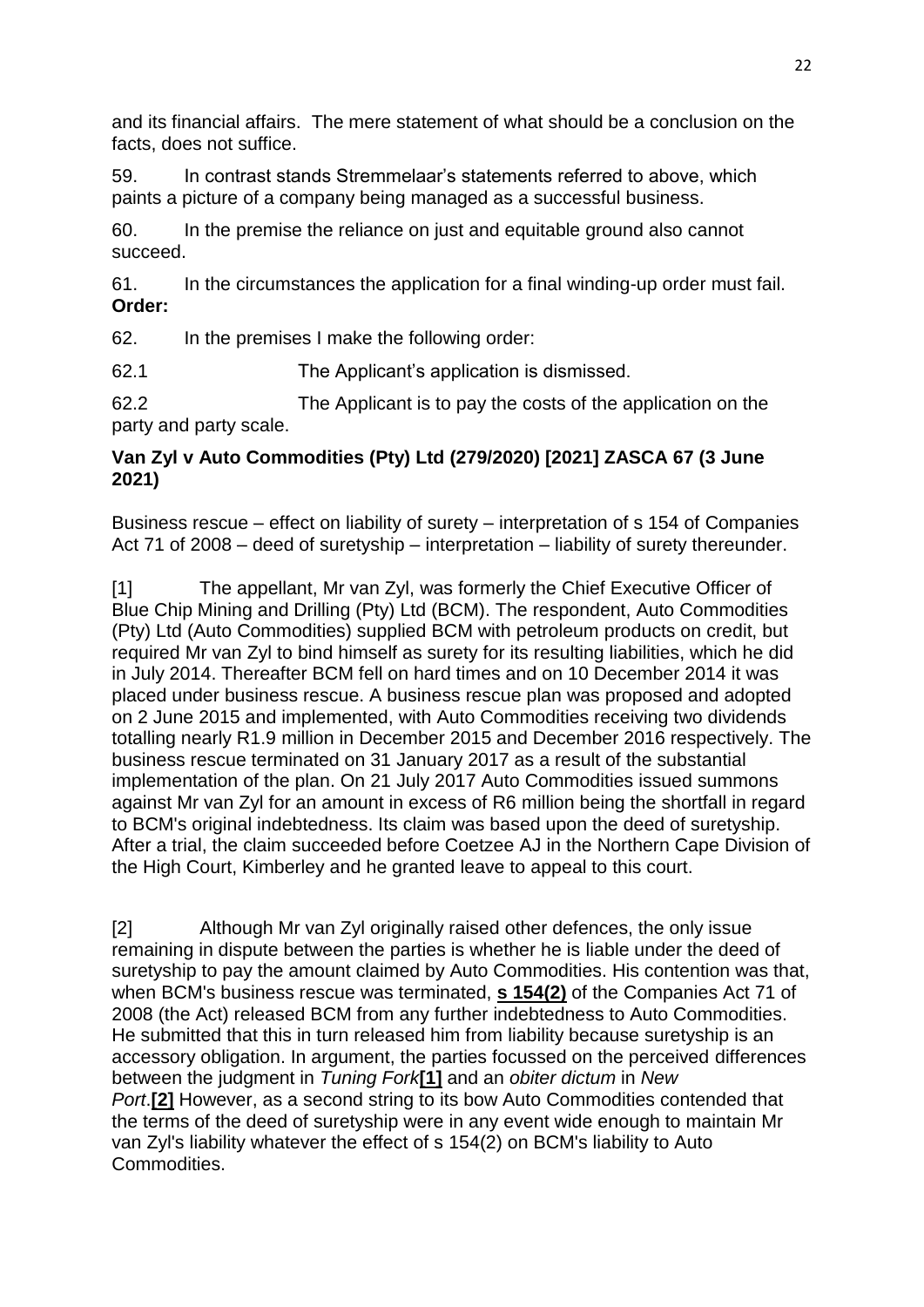and its financial affairs. The mere statement of what should be a conclusion on the facts, does not suffice.

59. In contrast stands Stremmelaar's statements referred to above, which paints a picture of a company being managed as a successful business.

60. In the premise the reliance on just and equitable ground also cannot succeed.

61. In the circumstances the application for a final winding-up order must fail.

**Order:**

62. In the premises I make the following order:

62.1 The Applicant's application is dismissed.

62.2 The Applicant is to pay the costs of the application on the party and party scale.

**Van Zyl v Auto Commodities (Pty) Ltd (279/2020) [2021] ZASCA 67 (3 June 2021)**

Business rescue – effect on liability of surety – interpretation of s 154 of Companies Act 71 of 2008 – deed of suretyship – interpretation – liability of surety thereunder.

[1] The appellant, Mr van Zyl, was formerly the Chief Executive Officer of Blue Chip Mining and Drilling (Pty) Ltd (BCM). The respondent, Auto Commodities (Pty) Ltd (Auto Commodities) supplied BCM with petroleum products on credit, but required Mr van Zyl to bind himself as surety for its resulting liabilities, which he did in July 2014. Thereafter BCM fell on hard times and on 10 December 2014 it was placed under business rescue. A business rescue plan was proposed and adopted on 2 June 2015 and implemented, with Auto Commodities receiving two dividends totalling nearly R1.9 million in December 2015 and December 2016 respectively. The business rescue terminated on 31 January 2017 as a result of the substantial implementation of the plan. On 21 July 2017 Auto Commodities issued summons against Mr van Zyl for an amount in excess of R6 million being the shortfall in regard to BCM's original indebtedness. Its claim was based upon the deed of suretyship. After a trial, the claim succeeded before Coetzee AJ in the Northern Cape Division of the High Court, Kimberley and he granted leave to appeal to this court.

[2] Although Mr van Zyl originally raised other defences, the only issue remaining in dispute between the parties is whether he is liable under the deed of suretyship to pay the amount claimed by Auto Commodities. His contention was that, when BCM's business rescue was terminated, **s 154(2)** of the Companies Act 71 of 2008 (the Act) released BCM from any further indebtedness to Auto Commodities. He submitted that this in turn released him from liability because suretyship is an accessory obligation. In argument, the parties focussed on the perceived differences between the judgment in *Tuning Fork*[1] and an *obiter dictum* in *New Port*.[2] However, as a second string to its bow Auto Commodities contended that the terms of the deed of suretyship were in any event wide enough to maintain Mr van Zyl's liability whatever the effect of s 154(2) on BCM's liability to Auto Commodities.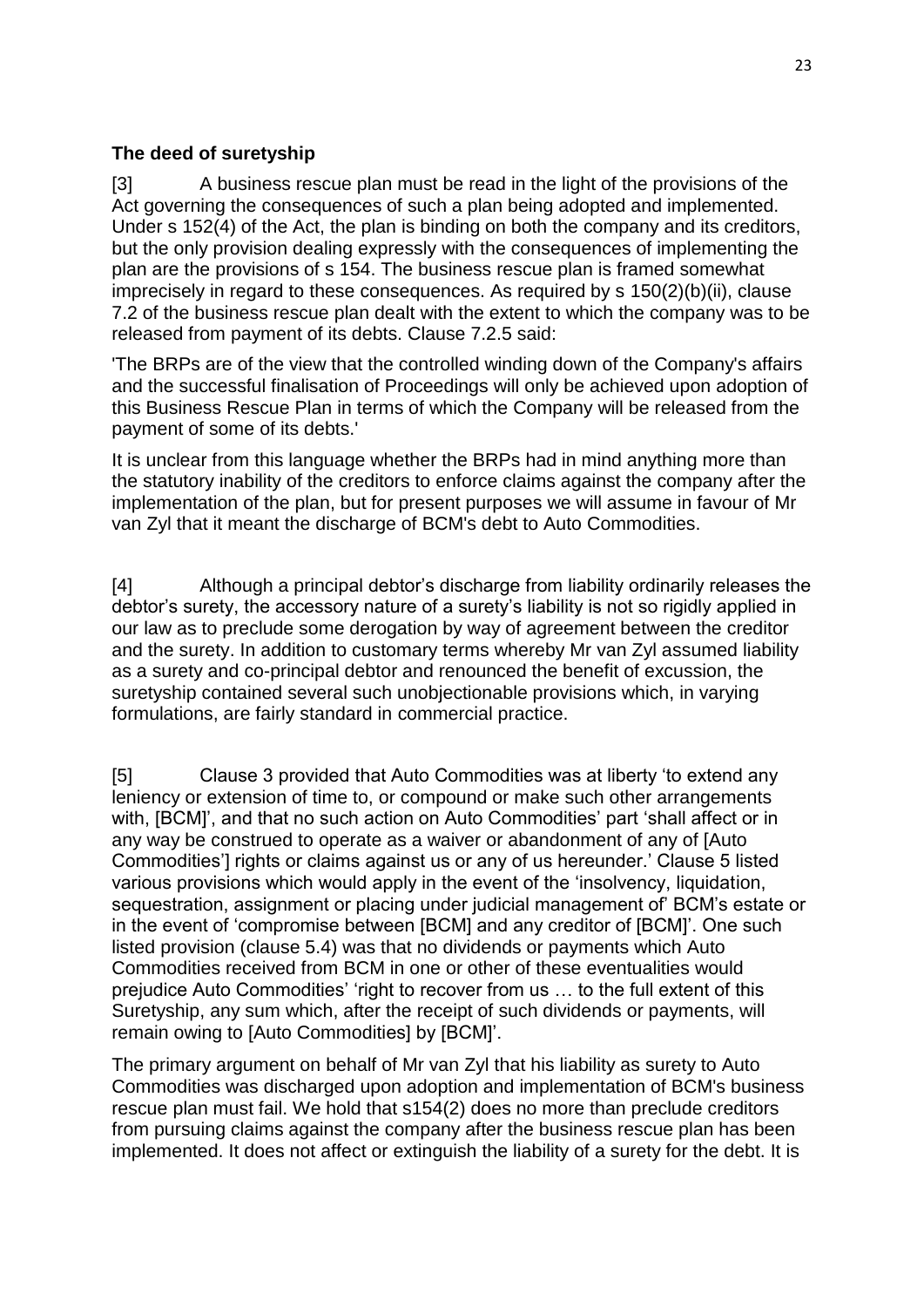**The deed of suretyship**

[3] A business rescue plan must be read in the light of the provisions of the Act governing the consequences of such a plan being adopted and implemented. Under s 152(4) of the Act, the plan is binding on both the company and its creditors, but the only provision dealing expressly with the consequences of implementing the plan are the provisions of s 154. The business rescue plan is framed somewhat imprecisely in regard to these consequences. As required by s 150(2)(b)(ii), clause 7.2 of the business rescue plan dealt with the extent to which the company was to be released from payment of its debts. Clause 7.2.5 said:

'The BRPs are of the view that the controlled winding down of the Company's affairs and the successful finalisation of Proceedings will only be achieved upon adoption of this Business Rescue Plan in terms of which the Company will be released from the payment of some of its debts.'

It is unclear from this language whether the BRPs had in mind anything more than the statutory inability of the creditors to enforce claims against the company after the implementation of the plan, but for present purposes we will assume in favour of Mr van Zyl that it meant the discharge of BCM's debt to Auto Commodities.

[4] Although a principal debtor's discharge from liability ordinarily releases the debtor's surety, the accessory nature of a surety's liability is not so rigidly applied in our law as to preclude some derogation by way of agreement between the creditor and the surety. In addition to customary terms whereby Mr van Zyl assumed liability as a surety and co-principal debtor and renounced the benefit of excussion, the suretyship contained several such unobjectionable provisions which, in varying formulations, are fairly standard in commercial practice.

[5] Clause 3 provided that Auto Commodities was at liberty 'to extend any leniency or extension of time to, or compound or make such other arrangements with, [BCM]', and that no such action on Auto Commodities' part 'shall affect or in any way be construed to operate as a waiver or abandonment of any of [Auto Commodities'] rights or claims against us or any of us hereunder.' Clause 5 listed various provisions which would apply in the event of the 'insolvency, liquidation, sequestration, assignment or placing under judicial management of' BCM's estate or in the event of 'compromise between [BCM] and any creditor of [BCM]'. One such listed provision (clause 5.4) was that no dividends or payments which Auto Commodities received from BCM in one or other of these eventualities would prejudice Auto Commodities' 'right to recover from us … to the full extent of this Suretyship, any sum which, after the receipt of such dividends or payments, will remain owing to [Auto Commodities] by [BCM]'.

The primary argument on behalf of Mr van Zyl that his liability as surety to Auto Commodities was discharged upon adoption and implementation of BCM's business rescue plan must fail. We hold that s154(2) does no more than preclude creditors from pursuing claims against the company after the business rescue plan has been implemented. It does not affect or extinguish the liability of a surety for the debt. It is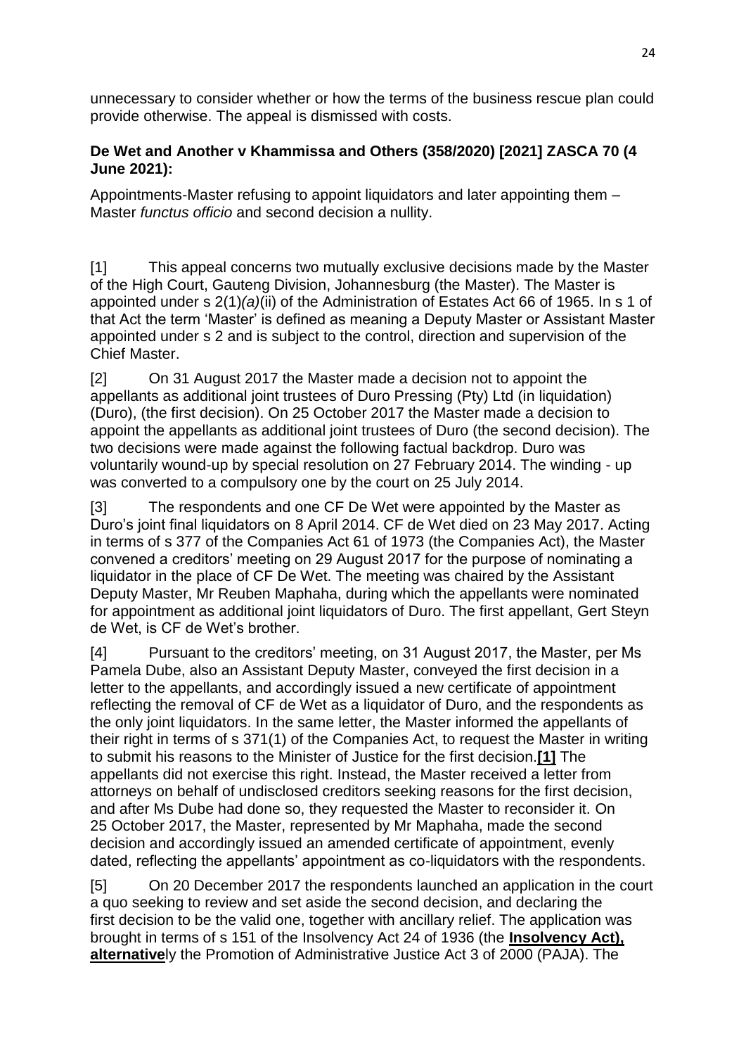unnecessary to consider whether or how the terms of the business rescue plan could provide otherwise. The appeal is dismissed with costs.

**De Wet and Another v Khammissa and Others (358/2020) [2021] ZASCA 70 (4 June 2021):**

Appointments-Master refusing to appoint liquidators and later appointing them – Master *functus officio* and second decision a nullity.

[1] This appeal concerns two mutually exclusive decisions made by the Master of the High Court, Gauteng Division, Johannesburg (the Master). The Master is appointed under s 2(1)*(a)*(ii) of the Administration of Estates Act 66 of 1965. In s 1 of that Act the term 'Master' is defined as meaning a Deputy Master or Assistant Master appointed under s 2 and is subject to the control, direction and supervision of the Chief Master.

[2] On 31 August 2017 the Master made a decision not to appoint the appellants as additional joint trustees of Duro Pressing (Pty) Ltd (in liquidation) (Duro), (the first decision). On 25 October 2017 the Master made a decision to appoint the appellants as additional joint trustees of Duro (the second decision). The two decisions were made against the following factual backdrop. Duro was voluntarily wound-up by special resolution on 27 February 2014. The winding - up was converted to a compulsory one by the court on 25 July 2014.

[3] The respondents and one CF De Wet were appointed by the Master as Duro's joint final liquidators on 8 April 2014. CF de Wet died on 23 May 2017. Acting in terms of s 377 of the Companies Act 61 of 1973 (the Companies Act), the Master convened a creditors' meeting on 29 August 2017 for the purpose of nominating a liquidator in the place of CF De Wet. The meeting was chaired by the Assistant Deputy Master, Mr Reuben Maphaha, during which the appellants were nominated for appointment as additional joint liquidators of Duro. The first appellant, Gert Steyn de Wet, is CF de Wet's brother.

[4] Pursuant to the creditors' meeting, on 31 August 2017, the Master, per Ms Pamela Dube, also an Assistant Deputy Master, conveyed the first decision in a letter to the appellants, and accordingly issued a new certificate of appointment reflecting the removal of CF de Wet as a liquidator of Duro, and the respondents as the only joint liquidators. In the same letter, the Master informed the appellants of their right in terms of s 371(1) of the Companies Act, to request the Master in writing to submit his reasons to the Minister of Justice for the first decision.**[1]** The appellants did not exercise this right. Instead, the Master received a letter from attorneys on behalf of undisclosed creditors seeking reasons for the first decision, and after Ms Dube had done so, they requested the Master to reconsider it. On 25 October 2017, the Master, represented by Mr Maphaha, made the second decision and accordingly issued an amended certificate of appointment, evenly dated, reflecting the appellants' appointment as co-liquidators with the respondents.

[5] On 20 December 2017 the respondents launched an application in the court a quo seeking to review and set aside the second decision, and declaring the first decision to be the valid one, together with ancillary relief. The application was brought in terms of s 151 of the Insolvency Act 24 of 1936 (the **Insolvency Act), alternative**ly the Promotion of Administrative Justice Act 3 of 2000 (PAJA). The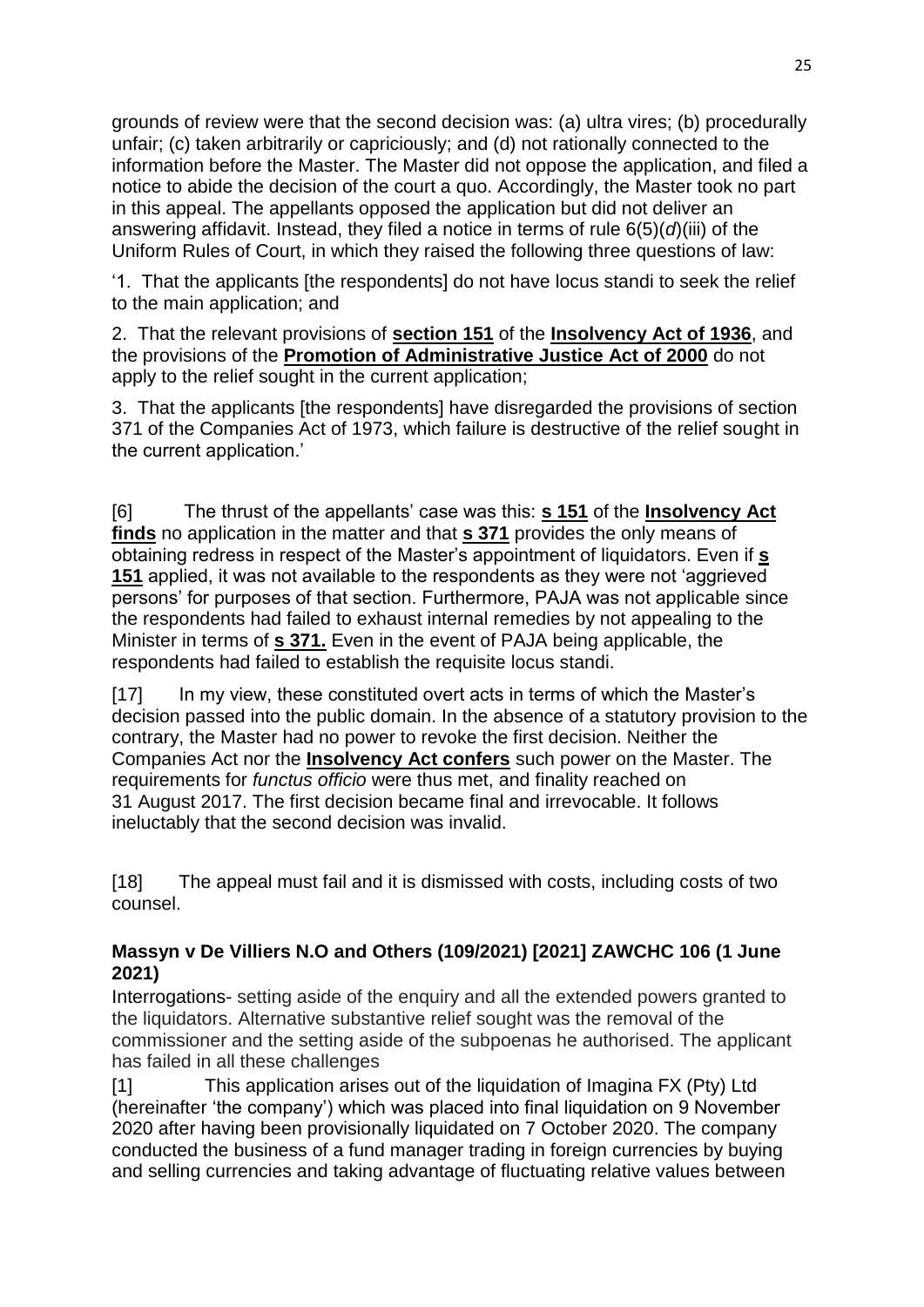grounds of review were that the second decision was: (a) ultra vires; (b) procedurally unfair; (c) taken arbitrarily or capriciously; and (d) not rationally connected to the information before the Master. The Master did not oppose the application, and filed a notice to abide the decision of the court a quo. Accordingly, the Master took no part in this appeal. The appellants opposed the application but did not deliver an answering affidavit. Instead, they filed a notice in terms of rule 6(5)(*d*)(iii) of the Uniform Rules of Court, in which they raised the following three questions of law:

'1. That the applicants [the respondents] do not have locus standi to seek the relief to the main application; and

2. That the relevant provisions of **section 151** of the **Insolvency Act of 1936**, and the provisions of the **Promotion of Administrative Justice Act of 2000** do not apply to the relief sought in the current application;

3. That the applicants [the respondents] have disregarded the provisions of section 371 of the Companies Act of 1973, which failure is destructive of the relief sought in the current application.'

[6] The thrust of the appellants' case was this: **s 151** of the **Insolvency Act finds** no application in the matter and that **s 371** provides the only means of obtaining redress in respect of the Master's appointment of liquidators. Even if **s 151** applied, it was not available to the respondents as they were not 'aggrieved persons' for purposes of that section. Furthermore, PAJA was not applicable since the respondents had failed to exhaust internal remedies by not appealing to the Minister in terms of **s 371.** Even in the event of PAJA being applicable, the respondents had failed to establish the requisite locus standi.

[17] In my view, these constituted overt acts in terms of which the Master's decision passed into the public domain. In the absence of a statutory provision to the contrary, the Master had no power to revoke the first decision. Neither the Companies Act nor the **Insolvency Act confers** such power on the Master. The requirements for *functus officio* were thus met, and finality reached on 31 August 2017. The first decision became final and irrevocable. It follows ineluctably that the second decision was invalid.

[18] The appeal must fail and it is dismissed with costs, including costs of two counsel.

**Massyn v De Villiers N.O and Others (109/2021) [2021] ZAWCHC 106 (1 June 2021)**

Interrogations- setting aside of the enquiry and all the extended powers granted to the liquidators. Alternative substantive relief sought was the removal of the commissioner and the setting aside of the subpoenas he authorised. The applicant has failed in all these challenges

[1] This application arises out of the liquidation of Imagina FX (Pty) Ltd (hereinafter 'the company') which was placed into final liquidation on 9 November 2020 after having been provisionally liquidated on 7 October 2020. The company conducted the business of a fund manager trading in foreign currencies by buying and selling currencies and taking advantage of fluctuating relative values between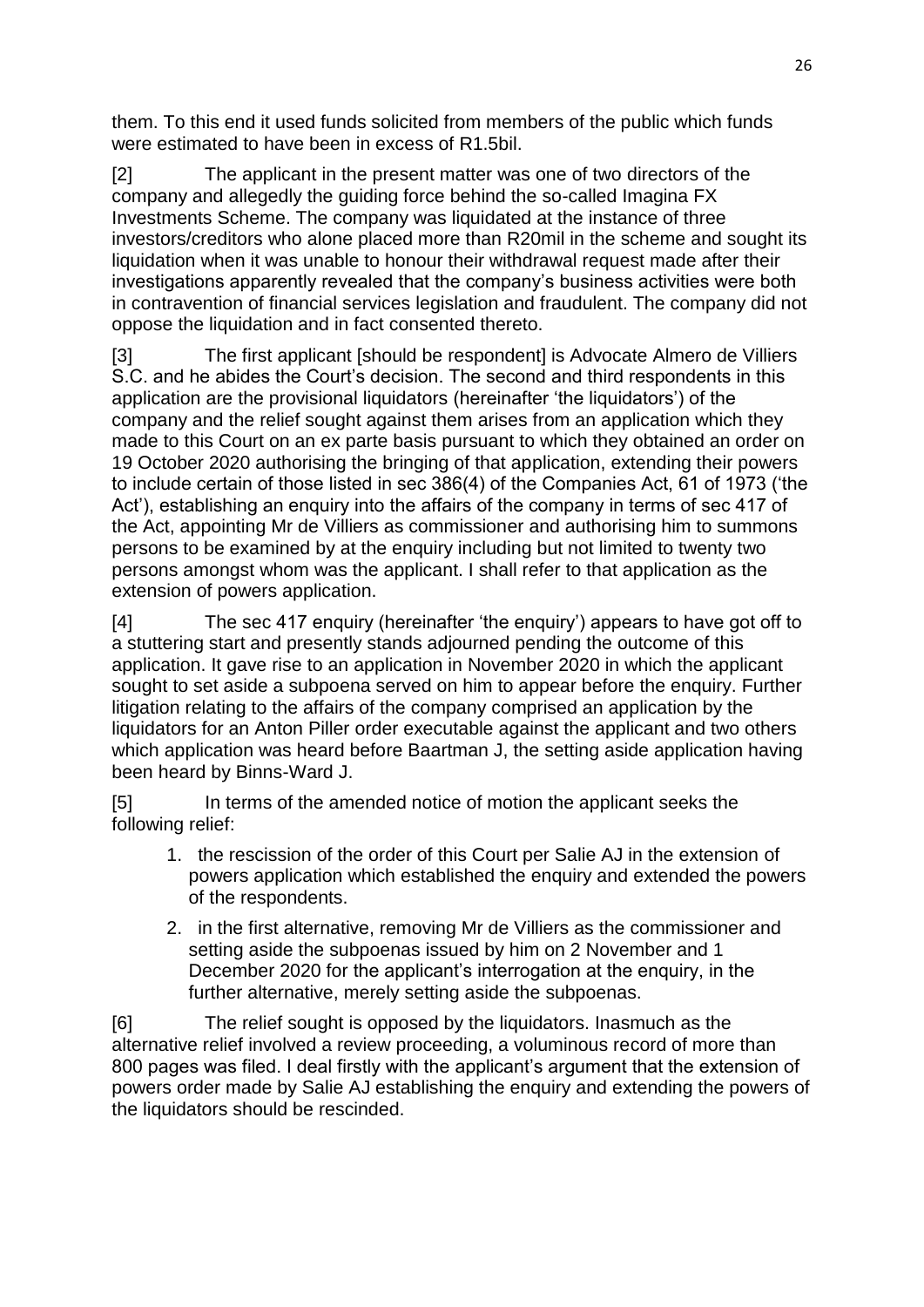them. To this end it used funds solicited from members of the public which funds were estimated to have been in excess of R1.5bil.

[2] The applicant in the present matter was one of two directors of the company and allegedly the guiding force behind the so-called Imagina FX Investments Scheme. The company was liquidated at the instance of three investors/creditors who alone placed more than R20mil in the scheme and sought its liquidation when it was unable to honour their withdrawal request made after their investigations apparently revealed that the company's business activities were both in contravention of financial services legislation and fraudulent. The company did not oppose the liquidation and in fact consented thereto.

[3] The first applicant [should be respondent] is Advocate Almero de Villiers S.C. and he abides the Court's decision. The second and third respondents in this application are the provisional liquidators (hereinafter 'the liquidators') of the company and the relief sought against them arises from an application which they made to this Court on an ex parte basis pursuant to which they obtained an order on 19 October 2020 authorising the bringing of that application, extending their powers to include certain of those listed in sec 386(4) of the Companies Act, 61 of 1973 ('the Act'), establishing an enquiry into the affairs of the company in terms of sec 417 of the Act, appointing Mr de Villiers as commissioner and authorising him to summons persons to be examined by at the enquiry including but not limited to twenty two persons amongst whom was the applicant. I shall refer to that application as the extension of powers application.

[4] The sec 417 enquiry (hereinafter 'the enquiry') appears to have got off to a stuttering start and presently stands adjourned pending the outcome of this application. It gave rise to an application in November 2020 in which the applicant sought to set aside a subpoena served on him to appear before the enquiry. Further litigation relating to the affairs of the company comprised an application by the liquidators for an Anton Piller order executable against the applicant and two others which application was heard before Baartman J, the setting aside application having been heard by Binns-Ward J.

[5] In terms of the amended notice of motion the applicant seeks the following relief:

1. the rescission of the order of this Court per Salie AJ in the extension of powers application which established the enquiry and extended the powers of the respondents.
2. in the first alternative, removing Mr de Villiers as the commissioner and setting aside the subpoenas issued by him on 2 November and 1 December 2020 for the applicant's interrogation at the enquiry, in the further alternative, merely setting aside the subpoenas.

[6] The relief sought is opposed by the liquidators. Inasmuch as the alternative relief involved a review proceeding, a voluminous record of more than 800 pages was filed. I deal firstly with the applicant's argument that the extension of powers order made by Salie AJ establishing the enquiry and extending the powers of the liquidators should be rescinded.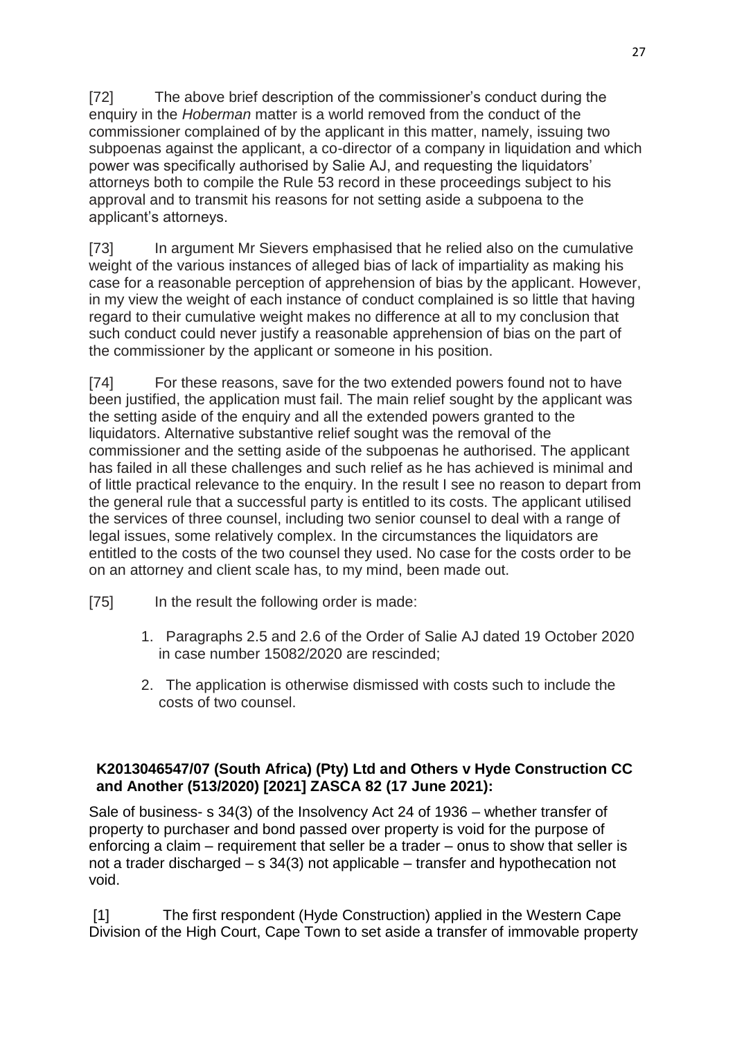[72] The above brief description of the commissioner's conduct during the enquiry in the *Hoberman* matter is a world removed from the conduct of the commissioner complained of by the applicant in this matter, namely, issuing two subpoenas against the applicant, a co-director of a company in liquidation and which power was specifically authorised by Salie AJ, and requesting the liquidators' attorneys both to compile the Rule 53 record in these proceedings subject to his approval and to transmit his reasons for not setting aside a subpoena to the applicant's attorneys.

[73] In argument Mr Sievers emphasised that he relied also on the cumulative weight of the various instances of alleged bias of lack of impartiality as making his case for a reasonable perception of apprehension of bias by the applicant. However, in my view the weight of each instance of conduct complained is so little that having regard to their cumulative weight makes no difference at all to my conclusion that such conduct could never justify a reasonable apprehension of bias on the part of the commissioner by the applicant or someone in his position.

[74] For these reasons, save for the two extended powers found not to have been justified, the application must fail. The main relief sought by the applicant was the setting aside of the enquiry and all the extended powers granted to the liquidators. Alternative substantive relief sought was the removal of the commissioner and the setting aside of the subpoenas he authorised. The applicant has failed in all these challenges and such relief as he has achieved is minimal and of little practical relevance to the enquiry. In the result I see no reason to depart from the general rule that a successful party is entitled to its costs. The applicant utilised the services of three counsel, including two senior counsel to deal with a range of legal issues, some relatively complex. In the circumstances the liquidators are entitled to the costs of the two counsel they used. No case for the costs order to be on an attorney and client scale has, to my mind, been made out.

[75] In the result the following order is made:

1. Paragraphs 2.5 and 2.6 of the Order of Salie AJ dated 19 October 2020 in case number 15082/2020 are rescinded;
2. The application is otherwise dismissed with costs such to include the costs of two counsel.

**K2013046547/07 (South Africa) (Pty) Ltd and Others v Hyde Construction CC and Another (513/2020) [2021] ZASCA 82 (17 June 2021):**

Sale of business- s 34(3) of the Insolvency Act 24 of 1936 – whether transfer of property to purchaser and bond passed over property is void for the purpose of enforcing a claim – requirement that seller be a trader – onus to show that seller is not a trader discharged – s 34(3) not applicable – transfer and hypothecation not void.

[1] The first respondent (Hyde Construction) applied in the Western Cape Division of the High Court, Cape Town to set aside a transfer of immovable property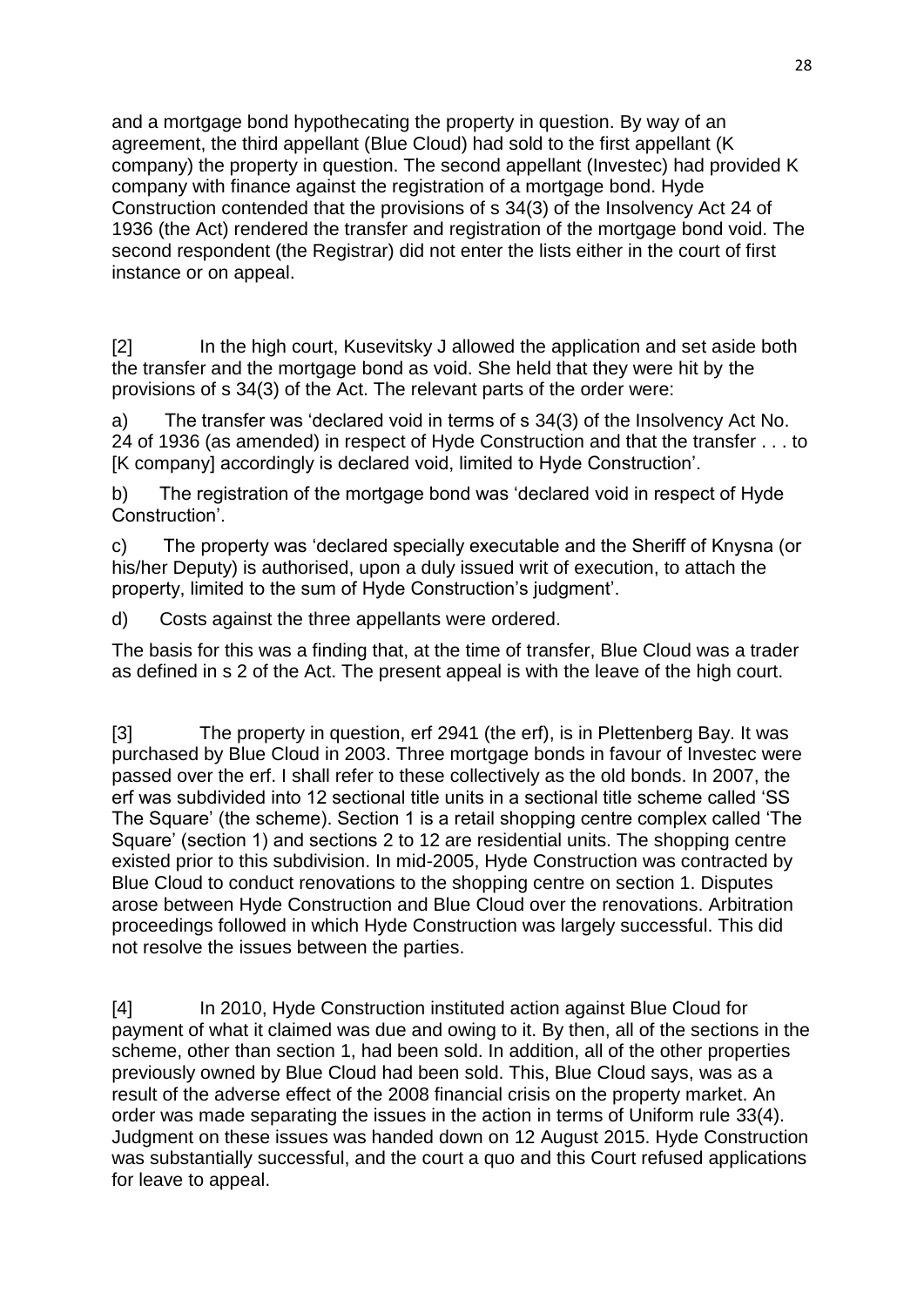and a mortgage bond hypothecating the property in question. By way of an agreement, the third appellant (Blue Cloud) had sold to the first appellant (K company) the property in question. The second appellant (Investec) had provided K company with finance against the registration of a mortgage bond. Hyde Construction contended that the provisions of s 34(3) of the Insolvency Act 24 of 1936 (the Act) rendered the transfer and registration of the mortgage bond void. The second respondent (the Registrar) did not enter the lists either in the court of first instance or on appeal.

[2] In the high court, Kusevitsky J allowed the application and set aside both the transfer and the mortgage bond as void. She held that they were hit by the provisions of s 34(3) of the Act. The relevant parts of the order were:

a) The transfer was 'declared void in terms of s 34(3) of the Insolvency Act No. 24 of 1936 (as amended) in respect of Hyde Construction and that the transfer . . . to [K company] accordingly is declared void, limited to Hyde Construction'.

b) The registration of the mortgage bond was 'declared void in respect of Hyde Construction'.

c) The property was 'declared specially executable and the Sheriff of Knysna (or his/her Deputy) is authorised, upon a duly issued writ of execution, to attach the property, limited to the sum of Hyde Construction's judgment'.

d) Costs against the three appellants were ordered.

The basis for this was a finding that, at the time of transfer, Blue Cloud was a trader as defined in s 2 of the Act. The present appeal is with the leave of the high court.

[3] The property in question, erf 2941 (the erf), is in Plettenberg Bay. It was purchased by Blue Cloud in 2003. Three mortgage bonds in favour of Investec were passed over the erf. I shall refer to these collectively as the old bonds. In 2007, the erf was subdivided into 12 sectional title units in a sectional title scheme called 'SS The Square' (the scheme). Section 1 is a retail shopping centre complex called 'The Square' (section 1) and sections 2 to 12 are residential units. The shopping centre existed prior to this subdivision. In mid-2005, Hyde Construction was contracted by Blue Cloud to conduct renovations to the shopping centre on section 1. Disputes arose between Hyde Construction and Blue Cloud over the renovations. Arbitration proceedings followed in which Hyde Construction was largely successful. This did not resolve the issues between the parties.

[4] In 2010, Hyde Construction instituted action against Blue Cloud for payment of what it claimed was due and owing to it. By then, all of the sections in the scheme, other than section 1, had been sold. In addition, all of the other properties previously owned by Blue Cloud had been sold. This, Blue Cloud says, was as a result of the adverse effect of the 2008 financial crisis on the property market. An order was made separating the issues in the action in terms of Uniform rule 33(4). Judgment on these issues was handed down on 12 August 2015. Hyde Construction was substantially successful, and the court a quo and this Court refused applications for leave to appeal.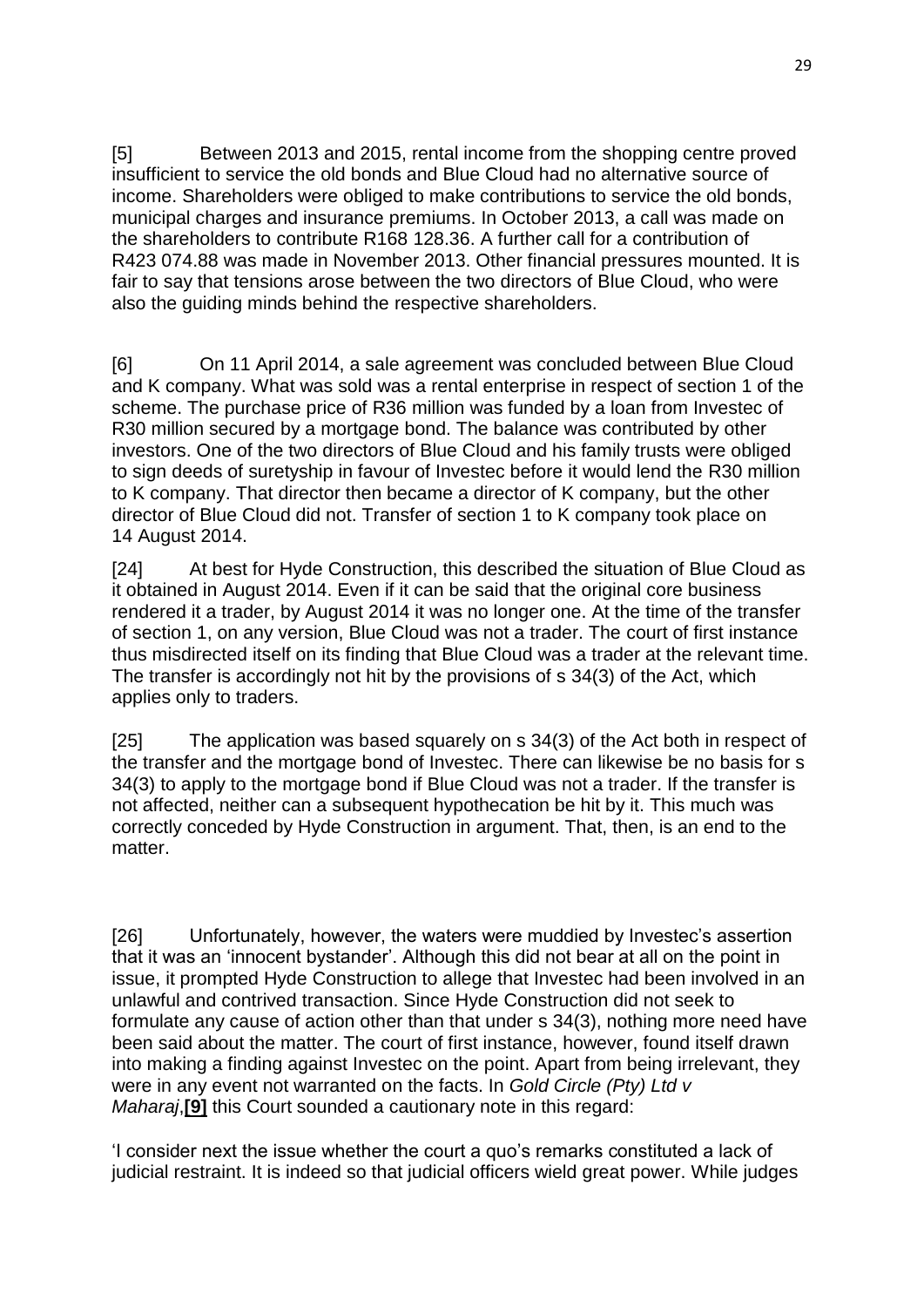[5] Between 2013 and 2015, rental income from the shopping centre proved insufficient to service the old bonds and Blue Cloud had no alternative source of income. Shareholders were obliged to make contributions to service the old bonds, municipal charges and insurance premiums. In October 2013, a call was made on the shareholders to contribute R168 128.36. A further call for a contribution of R423 074.88 was made in November 2013. Other financial pressures mounted. It is fair to say that tensions arose between the two directors of Blue Cloud, who were also the guiding minds behind the respective shareholders.

[6] On 11 April 2014, a sale agreement was concluded between Blue Cloud and K company. What was sold was a rental enterprise in respect of section 1 of the scheme. The purchase price of R36 million was funded by a loan from Investec of R30 million secured by a mortgage bond. The balance was contributed by other investors. One of the two directors of Blue Cloud and his family trusts were obliged to sign deeds of suretyship in favour of Investec before it would lend the R30 million to K company. That director then became a director of K company, but the other director of Blue Cloud did not. Transfer of section 1 to K company took place on 14 August 2014.

[24] At best for Hyde Construction, this described the situation of Blue Cloud as it obtained in August 2014. Even if it can be said that the original core business rendered it a trader, by August 2014 it was no longer one. At the time of the transfer of section 1, on any version, Blue Cloud was not a trader. The court of first instance thus misdirected itself on its finding that Blue Cloud was a trader at the relevant time. The transfer is accordingly not hit by the provisions of s 34(3) of the Act, which applies only to traders.

[25] The application was based squarely on s 34(3) of the Act both in respect of the transfer and the mortgage bond of Investec. There can likewise be no basis for s 34(3) to apply to the mortgage bond if Blue Cloud was not a trader. If the transfer is not affected, neither can a subsequent hypothecation be hit by it. This much was correctly conceded by Hyde Construction in argument. That, then, is an end to the matter.

[26] Unfortunately, however, the waters were muddied by Investec's assertion that it was an 'innocent bystander'. Although this did not bear at all on the point in issue, it prompted Hyde Construction to allege that Investec had been involved in an unlawful and contrived transaction. Since Hyde Construction did not seek to formulate any cause of action other than that under s 34(3), nothing more need have been said about the matter. The court of first instance, however, found itself drawn into making a finding against Investec on the point. Apart from being irrelevant, they were in any event not warranted on the facts. In *Gold Circle (Pty) Ltd v Maharaj*,**[9]** this Court sounded a cautionary note in this regard:

'I consider next the issue whether the court a quo's remarks constituted a lack of judicial restraint. It is indeed so that judicial officers wield great power. While judges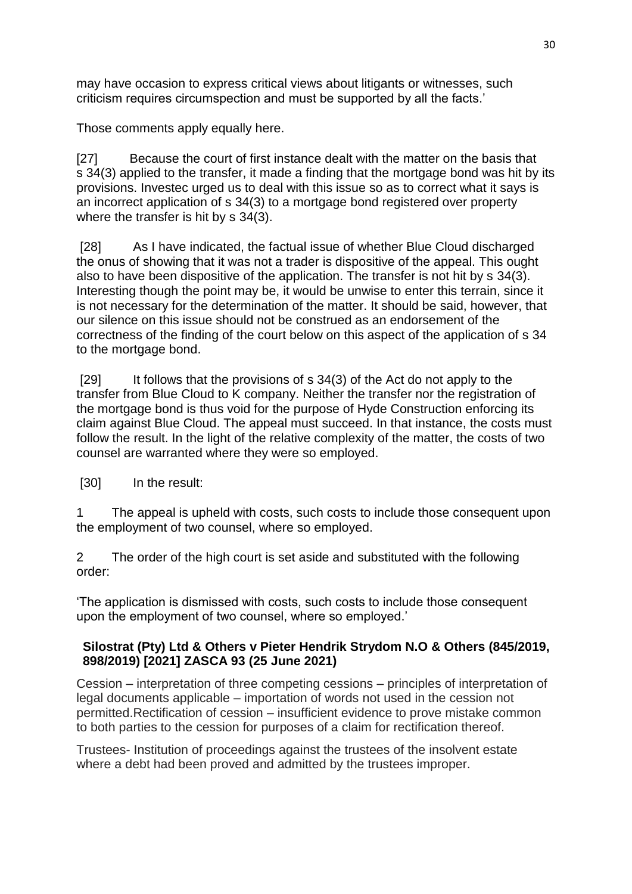may have occasion to express critical views about litigants or witnesses, such criticism requires circumspection and must be supported by all the facts.'

Those comments apply equally here.

[27] Because the court of first instance dealt with the matter on the basis that s 34(3) applied to the transfer, it made a finding that the mortgage bond was hit by its provisions. Investec urged us to deal with this issue so as to correct what it says is an incorrect application of s 34(3) to a mortgage bond registered over property where the transfer is hit by s 34(3).

[28] As I have indicated, the factual issue of whether Blue Cloud discharged the onus of showing that it was not a trader is dispositive of the appeal. This ought also to have been dispositive of the application. The transfer is not hit by s 34(3). Interesting though the point may be, it would be unwise to enter this terrain, since it is not necessary for the determination of the matter. It should be said, however, that our silence on this issue should not be construed as an endorsement of the correctness of the finding of the court below on this aspect of the application of s 34 to the mortgage bond.

[29] It follows that the provisions of s 34(3) of the Act do not apply to the transfer from Blue Cloud to K company. Neither the transfer nor the registration of the mortgage bond is thus void for the purpose of Hyde Construction enforcing its claim against Blue Cloud. The appeal must succeed. In that instance, the costs must follow the result. In the light of the relative complexity of the matter, the costs of two counsel are warranted where they were so employed.

[30] In the result:

1 The appeal is upheld with costs, such costs to include those consequent upon the employment of two counsel, where so employed.

2 The order of the high court is set aside and substituted with the following order:

'The application is dismissed with costs, such costs to include those consequent upon the employment of two counsel, where so employed.'

**Silostrat (Pty) Ltd & Others v Pieter Hendrik Strydom N.O & Others (845/2019, 898/2019) [2021] ZASCA 93 (25 June 2021)**

Cession – interpretation of three competing cessions – principles of interpretation of legal documents applicable – importation of words not used in the cession not permitted.Rectification of cession – insufficient evidence to prove mistake common to both parties to the cession for purposes of a claim for rectification thereof.

Trustees- Institution of proceedings against the trustees of the insolvent estate where a debt had been proved and admitted by the trustees improper.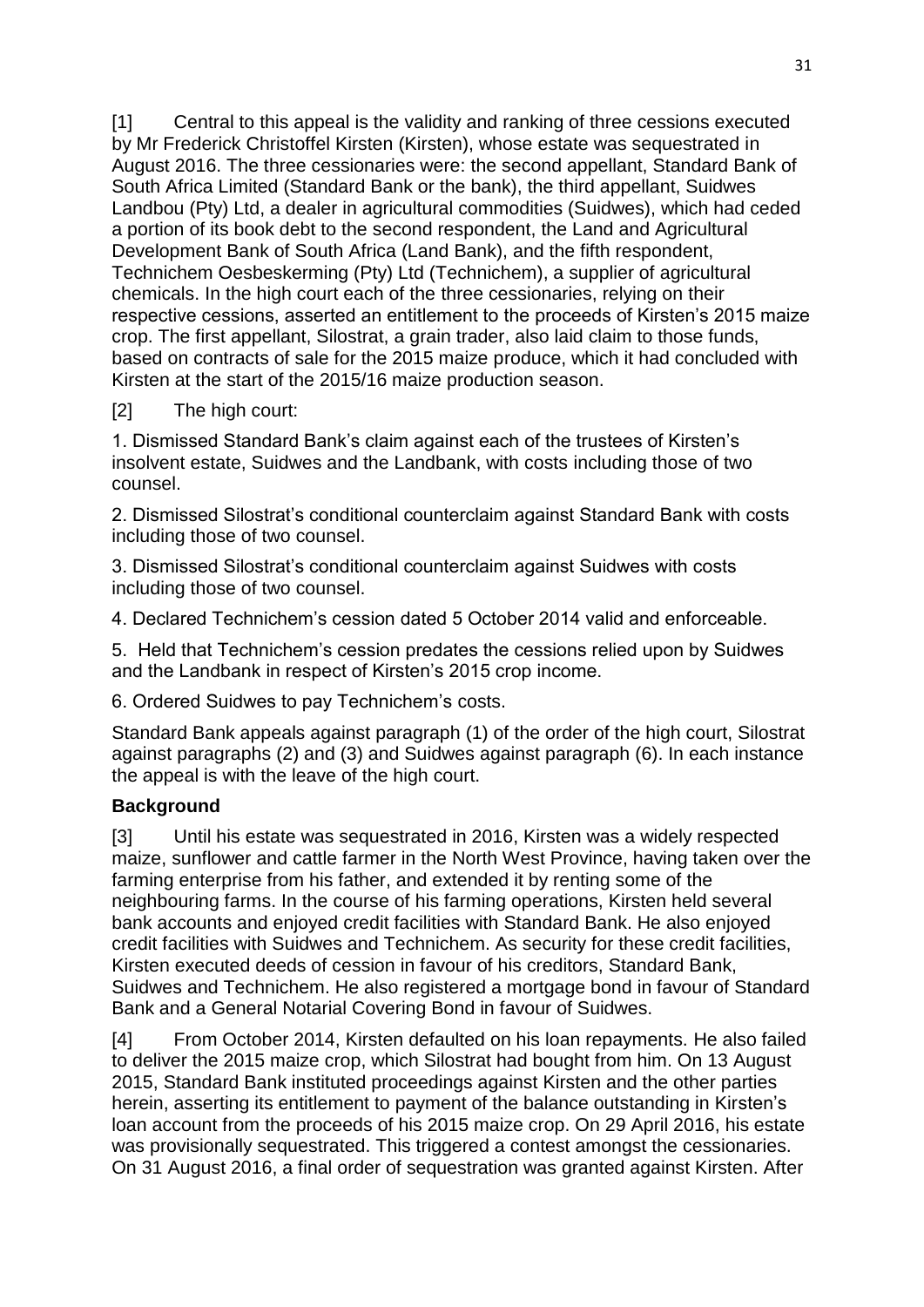[1] Central to this appeal is the validity and ranking of three cessions executed by Mr Frederick Christoffel Kirsten (Kirsten), whose estate was sequestrated in August 2016. The three cessionaries were: the second appellant, Standard Bank of South Africa Limited (Standard Bank or the bank), the third appellant, Suidwes Landbou (Pty) Ltd, a dealer in agricultural commodities (Suidwes), which had ceded a portion of its book debt to the second respondent, the Land and Agricultural Development Bank of South Africa (Land Bank), and the fifth respondent, Technichem Oesbeskerming (Pty) Ltd (Technichem), a supplier of agricultural chemicals. In the high court each of the three cessionaries, relying on their respective cessions, asserted an entitlement to the proceeds of Kirsten's 2015 maize crop. The first appellant, Silostrat, a grain trader, also laid claim to those funds, based on contracts of sale for the 2015 maize produce, which it had concluded with Kirsten at the start of the 2015/16 maize production season.

[2] The high court:

1. Dismissed Standard Bank's claim against each of the trustees of Kirsten's insolvent estate, Suidwes and the Landbank, with costs including those of two counsel.

2. Dismissed Silostrat's conditional counterclaim against Standard Bank with costs including those of two counsel.

3. Dismissed Silostrat's conditional counterclaim against Suidwes with costs including those of two counsel.

4. Declared Technichem's cession dated 5 October 2014 valid and enforceable.

5. Held that Technichem's cession predates the cessions relied upon by Suidwes and the Landbank in respect of Kirsten's 2015 crop income.

6. Ordered Suidwes to pay Technichem's costs.

Standard Bank appeals against paragraph (1) of the order of the high court, Silostrat against paragraphs (2) and (3) and Suidwes against paragraph (6). In each instance the appeal is with the leave of the high court.

**Background**

[3] Until his estate was sequestrated in 2016, Kirsten was a widely respected maize, sunflower and cattle farmer in the North West Province, having taken over the farming enterprise from his father, and extended it by renting some of the neighbouring farms. In the course of his farming operations, Kirsten held several bank accounts and enjoyed credit facilities with Standard Bank. He also enjoyed credit facilities with Suidwes and Technichem. As security for these credit facilities, Kirsten executed deeds of cession in favour of his creditors, Standard Bank, Suidwes and Technichem. He also registered a mortgage bond in favour of Standard Bank and a General Notarial Covering Bond in favour of Suidwes.

[4] From October 2014, Kirsten defaulted on his loan repayments. He also failed to deliver the 2015 maize crop, which Silostrat had bought from him. On 13 August 2015, Standard Bank instituted proceedings against Kirsten and the other parties herein, asserting its entitlement to payment of the balance outstanding in Kirsten's loan account from the proceeds of his 2015 maize crop. On 29 April 2016, his estate was provisionally sequestrated. This triggered a contest amongst the cessionaries. On 31 August 2016, a final order of sequestration was granted against Kirsten. After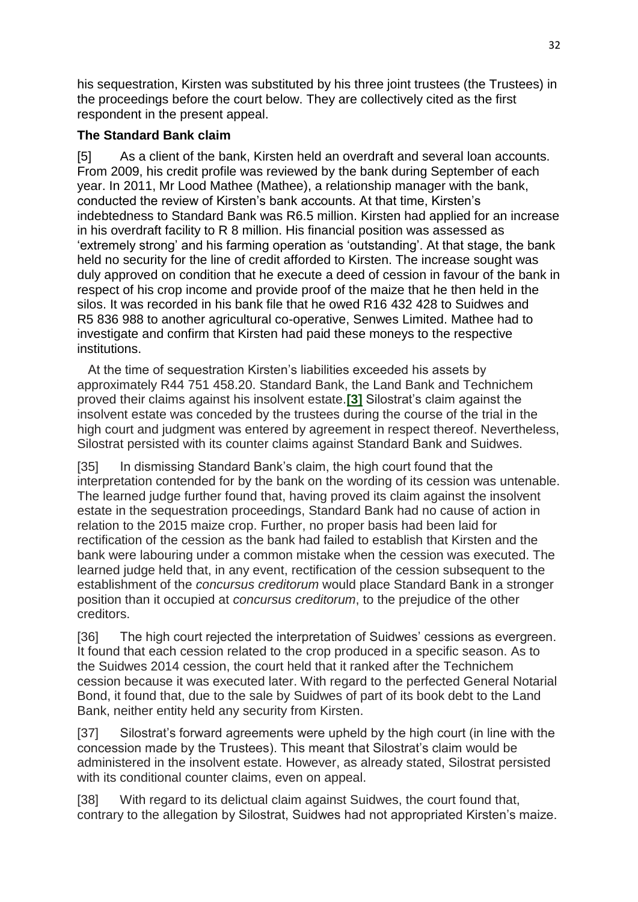his sequestration, Kirsten was substituted by his three joint trustees (the Trustees) in the proceedings before the court below. They are collectively cited as the first respondent in the present appeal.

**The Standard Bank claim**

[5] As a client of the bank, Kirsten held an overdraft and several loan accounts. From 2009, his credit profile was reviewed by the bank during September of each year. In 2011, Mr Lood Mathee (Mathee), a relationship manager with the bank, conducted the review of Kirsten's bank accounts. At that time, Kirsten's indebtedness to Standard Bank was R6.5 million. Kirsten had applied for an increase in his overdraft facility to R 8 million. His financial position was assessed as 'extremely strong' and his farming operation as 'outstanding'. At that stage, the bank held no security for the line of credit afforded to Kirsten. The increase sought was duly approved on condition that he execute a deed of cession in favour of the bank in respect of his crop income and provide proof of the maize that he then held in the silos. It was recorded in his bank file that he owed R16 432 428 to Suidwes and R5 836 988 to another agricultural co-operative, Senwes Limited. Mathee had to investigate and confirm that Kirsten had paid these moneys to the respective institutions.

At the time of sequestration Kirsten's liabilities exceeded his assets by approximately R44 751 458.20. Standard Bank, the Land Bank and Technichem proved their claims against his insolvent estate.[3] Silostrat's claim against the insolvent estate was conceded by the trustees during the course of the trial in the high court and judgment was entered by agreement in respect thereof. Nevertheless, Silostrat persisted with its counter claims against Standard Bank and Suidwes.

[35] In dismissing Standard Bank's claim, the high court found that the interpretation contended for by the bank on the wording of its cession was untenable. The learned judge further found that, having proved its claim against the insolvent estate in the sequestration proceedings, Standard Bank had no cause of action in relation to the 2015 maize crop. Further, no proper basis had been laid for rectification of the cession as the bank had failed to establish that Kirsten and the bank were labouring under a common mistake when the cession was executed. The learned judge held that, in any event, rectification of the cession subsequent to the establishment of the *concursus creditorum* would place Standard Bank in a stronger position than it occupied at *concursus creditorum*, to the prejudice of the other creditors.

[36] The high court rejected the interpretation of Suidwes' cessions as evergreen. It found that each cession related to the crop produced in a specific season. As to the Suidwes 2014 cession, the court held that it ranked after the Technichem cession because it was executed later. With regard to the perfected General Notarial Bond, it found that, due to the sale by Suidwes of part of its book debt to the Land Bank, neither entity held any security from Kirsten.

[37] Silostrat's forward agreements were upheld by the high court (in line with the concession made by the Trustees). This meant that Silostrat's claim would be administered in the insolvent estate. However, as already stated, Silostrat persisted with its conditional counter claims, even on appeal.

[38] With regard to its delictual claim against Suidwes, the court found that, contrary to the allegation by Silostrat, Suidwes had not appropriated Kirsten's maize.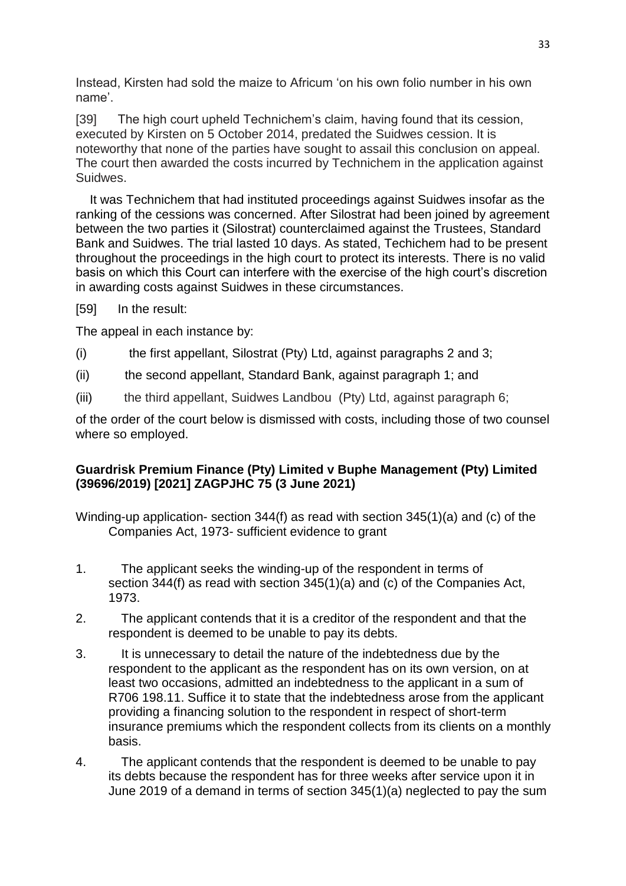Instead, Kirsten had sold the maize to Africum 'on his own folio number in his own name'.

[39] The high court upheld Technichem's claim, having found that its cession, executed by Kirsten on 5 October 2014, predated the Suidwes cession. It is noteworthy that none of the parties have sought to assail this conclusion on appeal. The court then awarded the costs incurred by Technichem in the application against Suidwes.

It was Technichem that had instituted proceedings against Suidwes insofar as the ranking of the cessions was concerned. After Silostrat had been joined by agreement between the two parties it (Silostrat) counterclaimed against the Trustees, Standard Bank and Suidwes. The trial lasted 10 days. As stated, Techichem had to be present throughout the proceedings in the high court to protect its interests. There is no valid basis on which this Court can interfere with the exercise of the high court's discretion in awarding costs against Suidwes in these circumstances.

[59] In the result:

The appeal in each instance by:

(i) the first appellant, Silostrat (Pty) Ltd, against paragraphs 2 and 3;

(ii) the second appellant, Standard Bank, against paragraph 1; and

(iii) the third appellant, Suidwes Landbou (Pty) Ltd, against paragraph 6;

of the order of the court below is dismissed with costs, including those of two counsel where so employed.

**Guardrisk Premium Finance (Pty) Limited v Buphe Management (Pty) Limited (39696/2019) [2021] ZAGPJHC 75 (3 June 2021)**

Winding-up application- section 344(f) as read with section 345(1)(a) and (c) of the Companies Act, 1973- sufficient evidence to grant

1. The applicant seeks the winding-up of the respondent in terms of section 344(f) as read with section 345(1)(a) and (c) of the Companies Act, 1973.
2. The applicant contends that it is a creditor of the respondent and that the respondent is deemed to be unable to pay its debts.
3. It is unnecessary to detail the nature of the indebtedness due by the respondent to the applicant as the respondent has on its own version, on at least two occasions, admitted an indebtedness to the applicant in a sum of R706 198.11. Suffice it to state that the indebtedness arose from the applicant providing a financing solution to the respondent in respect of short-term insurance premiums which the respondent collects from its clients on a monthly basis.
4. The applicant contends that the respondent is deemed to be unable to pay its debts because the respondent has for three weeks after service upon it in June 2019 of a demand in terms of section 345(1)(a) neglected to pay the sum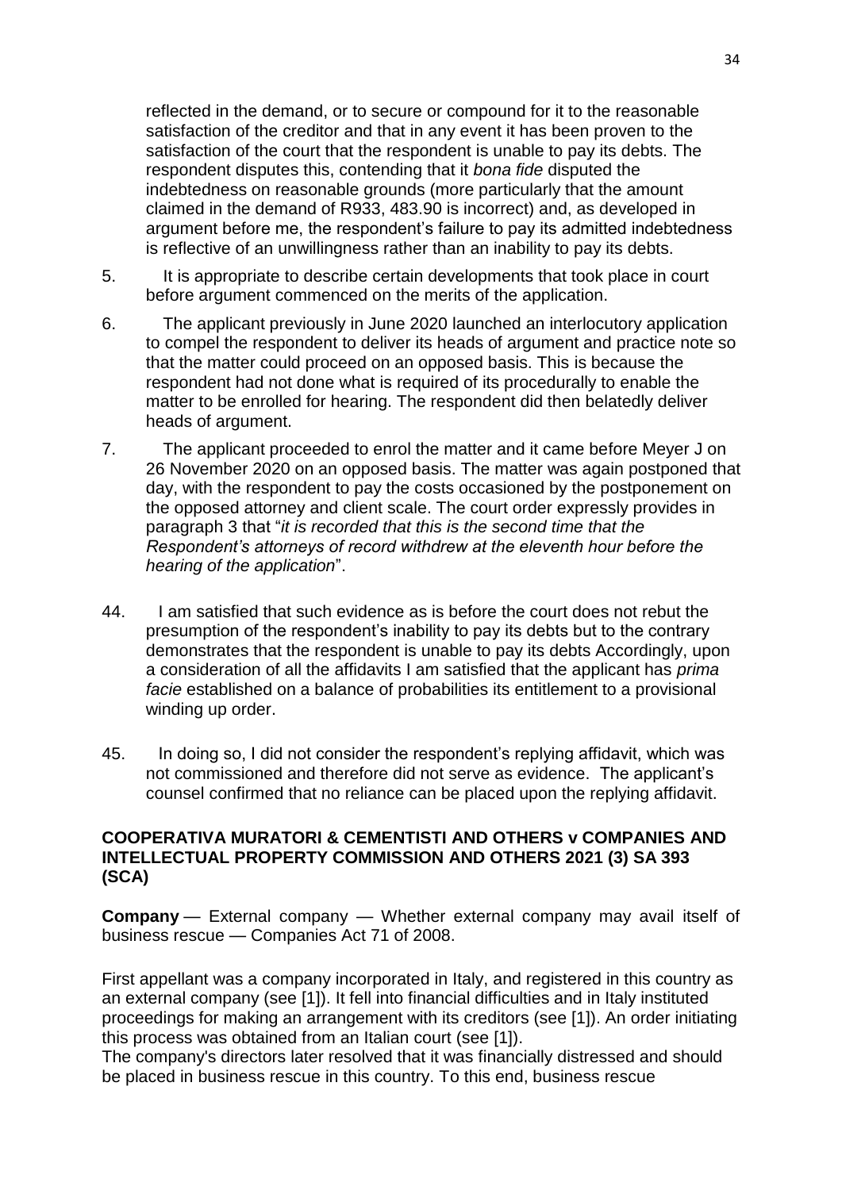reflected in the demand, or to secure or compound for it to the reasonable satisfaction of the creditor and that in any event it has been proven to the satisfaction of the court that the respondent is unable to pay its debts. The respondent disputes this, contending that it *bona fide* disputed the indebtedness on reasonable grounds (more particularly that the amount claimed in the demand of R933, 483.90 is incorrect) and, as developed in argument before me, the respondent's failure to pay its admitted indebtedness is reflective of an unwillingness rather than an inability to pay its debts.

5. It is appropriate to describe certain developments that took place in court before argument commenced on the merits of the application.

6. The applicant previously in June 2020 launched an interlocutory application to compel the respondent to deliver its heads of argument and practice note so that the matter could proceed on an opposed basis. This is because the respondent had not done what is required of its procedurally to enable the matter to be enrolled for hearing. The respondent did then belatedly deliver heads of argument.

7. The applicant proceeded to enrol the matter and it came before Meyer J on 26 November 2020 on an opposed basis. The matter was again postponed that day, with the respondent to pay the costs occasioned by the postponement on the opposed attorney and client scale. The court order expressly provides in paragraph 3 that "*it is recorded that this is the second time that the Respondent's attorneys of record withdrew at the eleventh hour before the hearing of the application*".

44. I am satisfied that such evidence as is before the court does not rebut the presumption of the respondent's inability to pay its debts but to the contrary demonstrates that the respondent is unable to pay its debts Accordingly, upon a consideration of all the affidavits I am satisfied that the applicant has *prima facie* established on a balance of probabilities its entitlement to a provisional winding up order.

45. In doing so, I did not consider the respondent's replying affidavit, which was not commissioned and therefore did not serve as evidence. The applicant's counsel confirmed that no reliance can be placed upon the replying affidavit.

**COOPERATIVA MURATORI & CEMENTISTI AND OTHERS v COMPANIES AND INTELLECTUAL PROPERTY COMMISSION AND OTHERS 2021 (3) SA 393 (SCA)**

**Company** — External company — Whether external company may avail itself of business rescue — Companies Act 71 of 2008.

First appellant was a company incorporated in Italy, and registered in this country as an external company (see [1]). It fell into financial difficulties and in Italy instituted proceedings for making an arrangement with its creditors (see [1]). An order initiating this process was obtained from an Italian court (see [1]).

The company's directors later resolved that it was financially distressed and should be placed in business rescue in this country. To this end, business rescue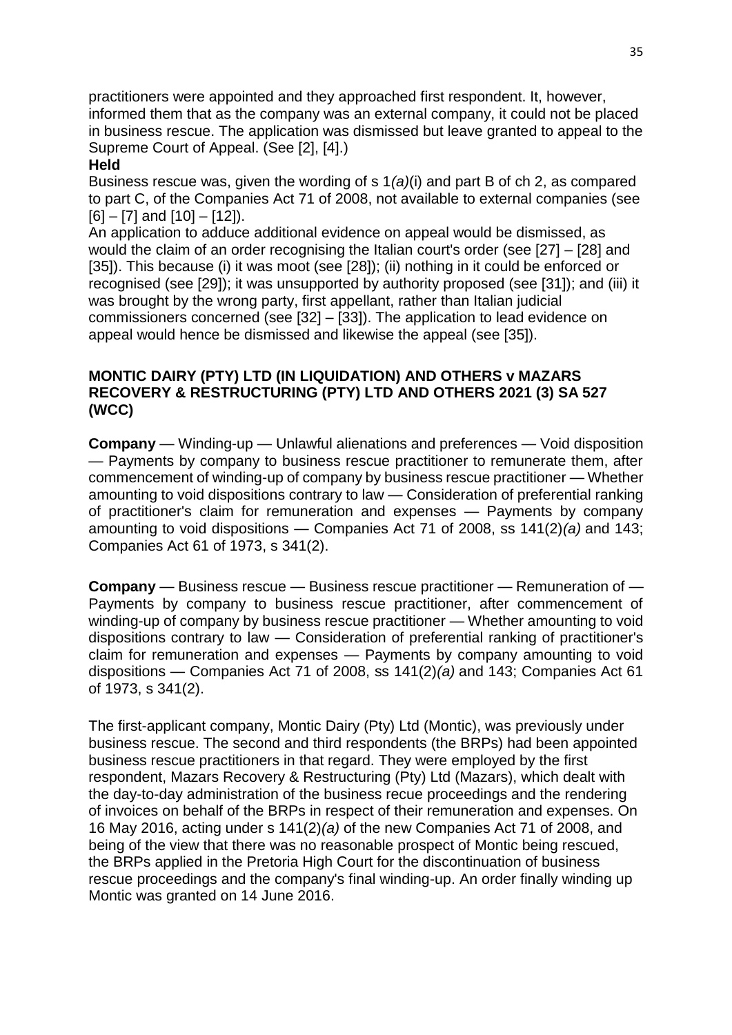practitioners were appointed and they approached first respondent. It, however, informed them that as the company was an external company, it could not be placed in business rescue. The application was dismissed but leave granted to appeal to the Supreme Court of Appeal. (See [2], [4].)

**Held**

Business rescue was, given the wording of s 1*(a)*(i) and part B of ch 2, as compared to part C, of the Companies Act 71 of 2008, not available to external companies (see [6] – [7] and [10] – [12]).

An application to adduce additional evidence on appeal would be dismissed, as would the claim of an order recognising the Italian court's order (see [27] – [28] and [35]). This because (i) it was moot (see [28]); (ii) nothing in it could be enforced or recognised (see [29]); it was unsupported by authority proposed (see [31]); and (iii) it was brought by the wrong party, first appellant, rather than Italian judicial commissioners concerned (see [32] – [33]). The application to lead evidence on appeal would hence be dismissed and likewise the appeal (see [35]).

**MONTIC DAIRY (PTY) LTD (IN LIQUIDATION) AND OTHERS v MAZARS RECOVERY & RESTRUCTURING (PTY) LTD AND OTHERS 2021 (3) SA 527 (WCC)**

**Company** — Winding-up — Unlawful alienations and preferences — Void disposition — Payments by company to business rescue practitioner to remunerate them, after commencement of winding-up of company by business rescue practitioner — Whether amounting to void dispositions contrary to law — Consideration of preferential ranking of practitioner's claim for remuneration and expenses — Payments by company amounting to void dispositions — Companies Act 71 of 2008, ss 141(2)*(a)* and 143; Companies Act 61 of 1973, s 341(2).

**Company** — Business rescue — Business rescue practitioner — Remuneration of — Payments by company to business rescue practitioner, after commencement of winding-up of company by business rescue practitioner — Whether amounting to void dispositions contrary to law — Consideration of preferential ranking of practitioner's claim for remuneration and expenses — Payments by company amounting to void dispositions — Companies Act 71 of 2008, ss 141(2)*(a)* and 143; Companies Act 61 of 1973, s 341(2).

The first-applicant company, Montic Dairy (Pty) Ltd (Montic), was previously under business rescue. The second and third respondents (the BRPs) had been appointed business rescue practitioners in that regard. They were employed by the first respondent, Mazars Recovery & Restructuring (Pty) Ltd (Mazars), which dealt with the day-to-day administration of the business recue proceedings and the rendering of invoices on behalf of the BRPs in respect of their remuneration and expenses. On 16 May 2016, acting under s 141(2)*(a)* of the new Companies Act 71 of 2008, and being of the view that there was no reasonable prospect of Montic being rescued, the BRPs applied in the Pretoria High Court for the discontinuation of business rescue proceedings and the company's final winding-up. An order finally winding up Montic was granted on 14 June 2016.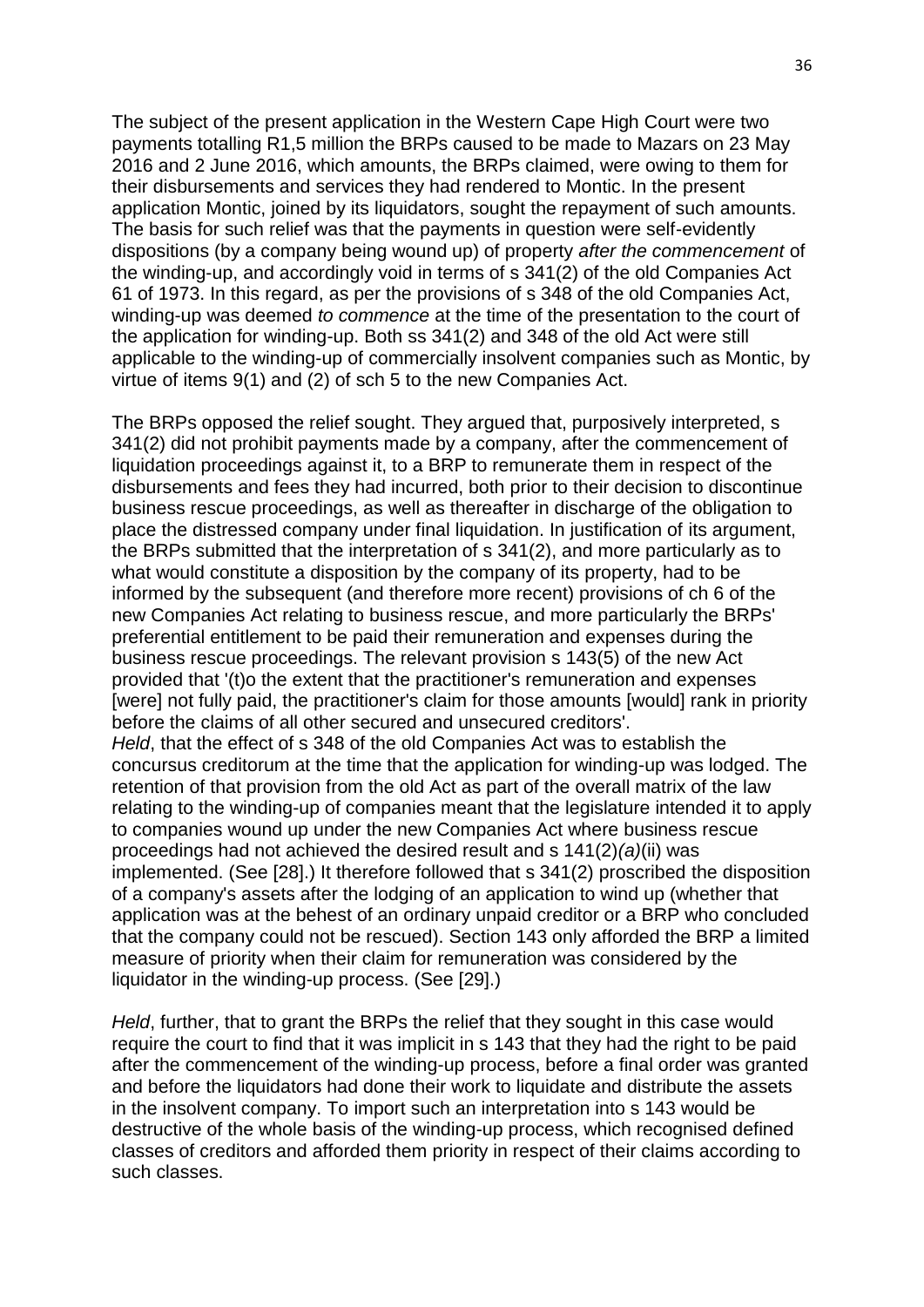The subject of the present application in the Western Cape High Court were two payments totalling R1,5 million the BRPs caused to be made to Mazars on 23 May 2016 and 2 June 2016, which amounts, the BRPs claimed, were owing to them for their disbursements and services they had rendered to Montic. In the present application Montic, joined by its liquidators, sought the repayment of such amounts. The basis for such relief was that the payments in question were self-evidently dispositions (by a company being wound up) of property *after the commencement* of the winding-up, and accordingly void in terms of s 341(2) of the old Companies Act 61 of 1973. In this regard, as per the provisions of s 348 of the old Companies Act, winding-up was deemed *to commence* at the time of the presentation to the court of the application for winding-up. Both ss 341(2) and 348 of the old Act were still applicable to the winding-up of commercially insolvent companies such as Montic, by virtue of items 9(1) and (2) of sch 5 to the new Companies Act.

The BRPs opposed the relief sought. They argued that, purposively interpreted, s 341(2) did not prohibit payments made by a company, after the commencement of liquidation proceedings against it, to a BRP to remunerate them in respect of the disbursements and fees they had incurred, both prior to their decision to discontinue business rescue proceedings, as well as thereafter in discharge of the obligation to place the distressed company under final liquidation. In justification of its argument, the BRPs submitted that the interpretation of s 341(2), and more particularly as to what would constitute a disposition by the company of its property, had to be informed by the subsequent (and therefore more recent) provisions of ch 6 of the new Companies Act relating to business rescue, and more particularly the BRPs' preferential entitlement to be paid their remuneration and expenses during the business rescue proceedings. The relevant provision s 143(5) of the new Act provided that '(t)o the extent that the practitioner's remuneration and expenses [were] not fully paid, the practitioner's claim for those amounts [would] rank in priority before the claims of all other secured and unsecured creditors'.
*Held*, that the effect of s 348 of the old Companies Act was to establish the concursus creditorum at the time that the application for winding-up was lodged. The retention of that provision from the old Act as part of the overall matrix of the law relating to the winding-up of companies meant that the legislature intended it to apply to companies wound up under the new Companies Act where business rescue proceedings had not achieved the desired result and s 141(2)*(a)*(ii) was implemented. (See [28].) It therefore followed that s 341(2) proscribed the disposition of a company's assets after the lodging of an application to wind up (whether that application was at the behest of an ordinary unpaid creditor or a BRP who concluded that the company could not be rescued). Section 143 only afforded the BRP a limited measure of priority when their claim for remuneration was considered by the liquidator in the winding-up process. (See [29].)

*Held*, further, that to grant the BRPs the relief that they sought in this case would require the court to find that it was implicit in s 143 that they had the right to be paid after the commencement of the winding-up process, before a final order was granted and before the liquidators had done their work to liquidate and distribute the assets in the insolvent company. To import such an interpretation into s 143 would be destructive of the whole basis of the winding-up process, which recognised defined classes of creditors and afforded them priority in respect of their claims according to such classes.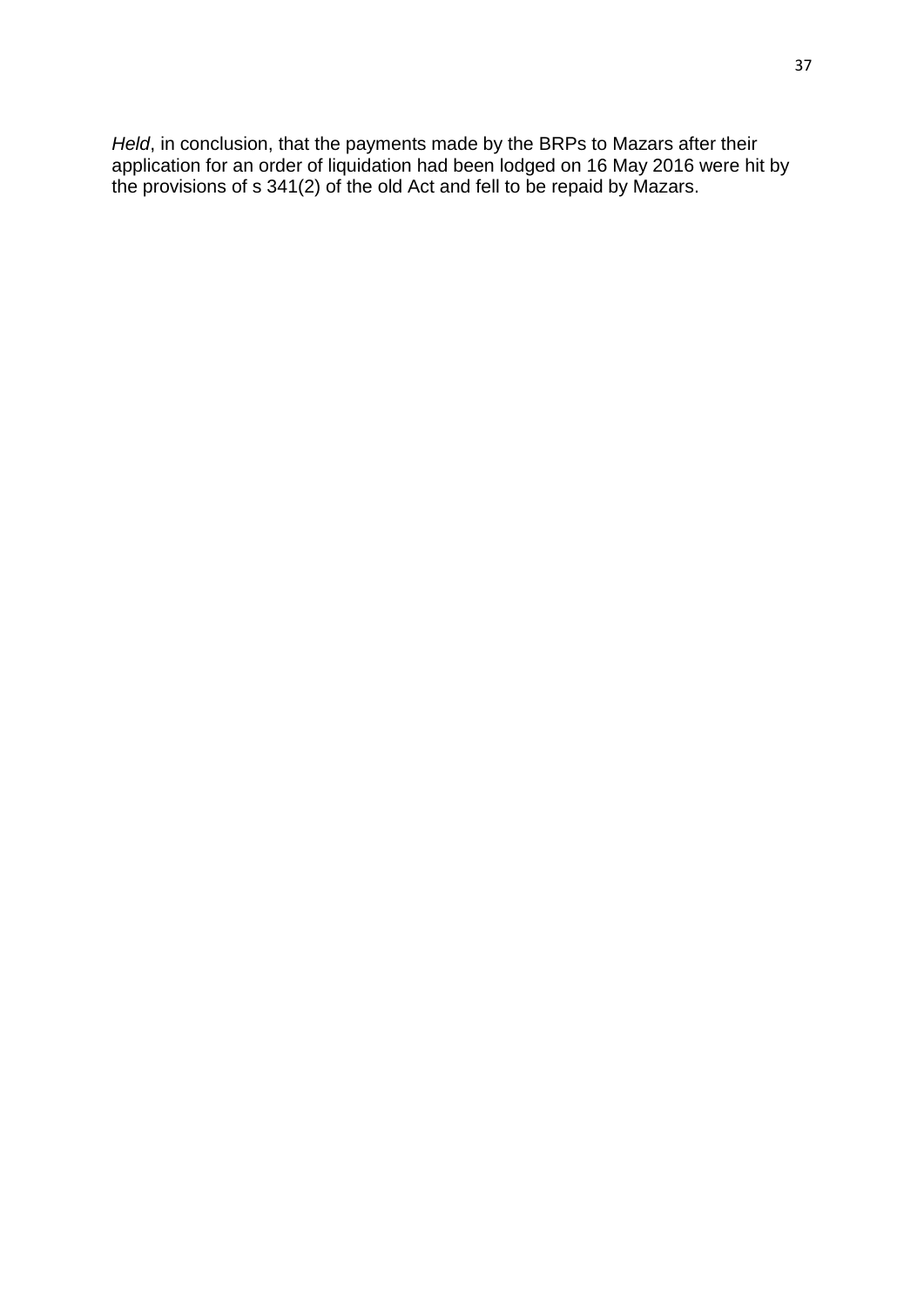*Held*, in conclusion, that the payments made by the BRPs to Mazars after their application for an order of liquidation had been lodged on 16 May 2016 were hit by the provisions of s 341(2) of the old Act and fell to be repaid by Mazars.